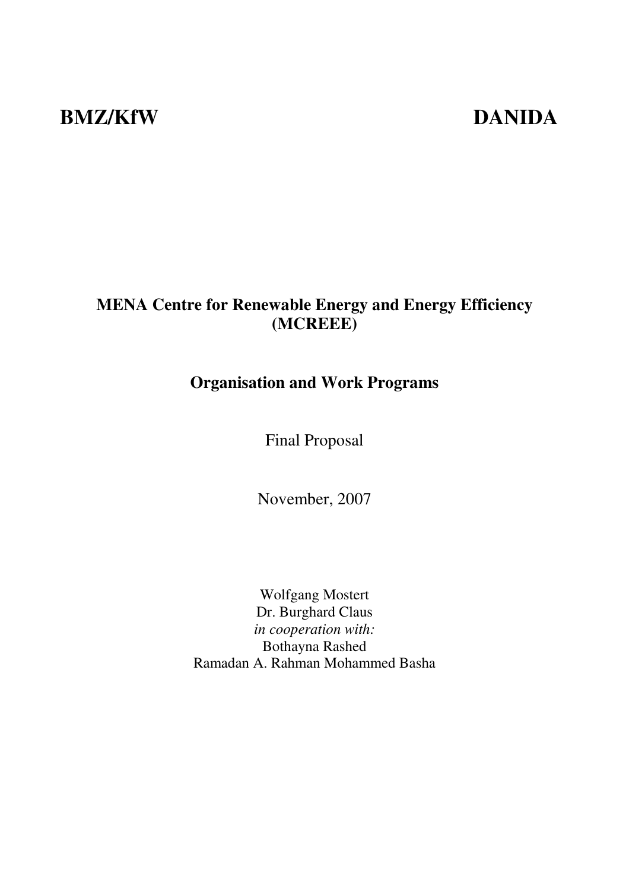**BMZ/KfW** **DANIDA**

# MENA Centre for Renewable Energy and Energy Efficiency (MCREEE)

## Organisation and Work Programs

Final Proposal

November, 2007

Wolfgang Mostert
Dr. Burghard Claus
*in cooperation with:*
Bothayna Rashed
Ramadan A. Rahman Mohammed Basha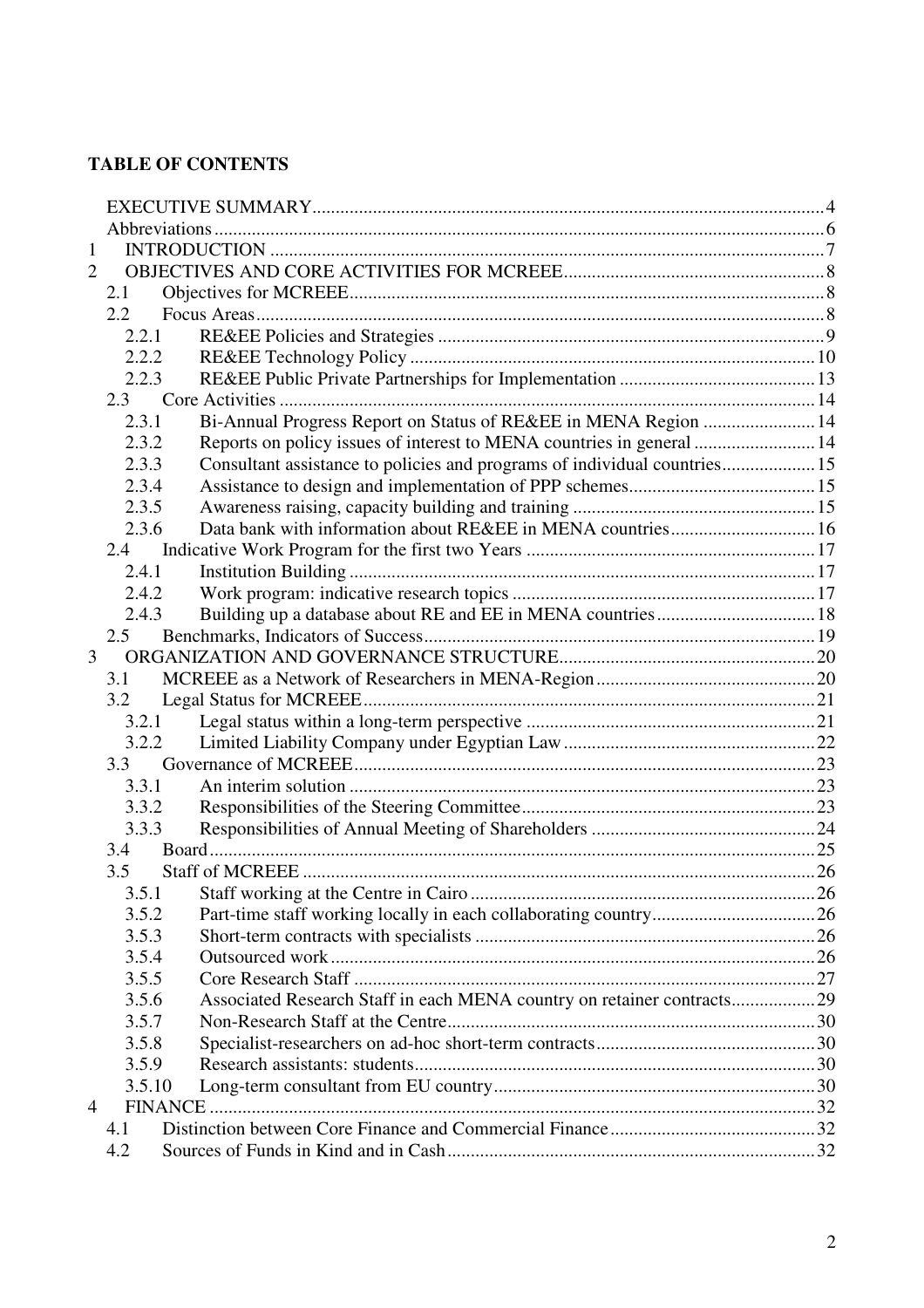**TABLE OF CONTENTS**

EXECUTIVE SUMMARY....4
Abbreviations....6
1 INTRODUCTION....7
2 OBJECTIVES AND CORE ACTIVITIES FOR MCREEE....8
- 2.1 Objectives for MCREEE....8
- 2.2 Focus Areas....8
  - 2.2.1 RE&EE Policies and Strategies....9
  - 2.2.2 RE&EE Technology Policy....10
  - 2.2.3 RE&EE Public Private Partnerships for Implementation....13
- 2.3 Core Activities....14
  - 2.3.1 Bi-Annual Progress Report on Status of RE&EE in MENA Region....14
  - 2.3.2 Reports on policy issues of interest to MENA countries in general....14
  - 2.3.3 Consultant assistance to policies and programs of individual countries....15
  - 2.3.4 Assistance to design and implementation of PPP schemes....15
  - 2.3.5 Awareness raising, capacity building and training....15
  - 2.3.6 Data bank with information about RE&EE in MENA countries....16
- 2.4 Indicative Work Program for the first two Years....17
  - 2.4.1 Institution Building....17
  - 2.4.2 Work program: indicative research topics....17
  - 2.4.3 Building up a database about RE and EE in MENA countries....18
- 2.5 Benchmarks, Indicators of Success....19

3 ORGANIZATION AND GOVERNANCE STRUCTURE....20
- 3.1 MCREEE as a Network of Researchers in MENA-Region....20
- 3.2 Legal Status for MCREEE....21
  - 3.2.1 Legal status within a long-term perspective....21
  - 3.2.2 Limited Liability Company under Egyptian Law....22
- 3.3 Governance of MCREEE....23
  - 3.3.1 An interim solution....23
  - 3.3.2 Responsibilities of the Steering Committee....23
  - 3.3.3 Responsibilities of Annual Meeting of Shareholders....24
- 3.4 Board....25
- 3.5 Staff of MCREEE....26
  - 3.5.1 Staff working at the Centre in Cairo....26
  - 3.5.2 Part-time staff working locally in each collaborating country....26
  - 3.5.3 Short-term contracts with specialists....26
  - 3.5.4 Outsourced work....26
  - 3.5.5 Core Research Staff....27
  - 3.5.6 Associated Research Staff in each MENA country on retainer contracts....29
  - 3.5.7 Non-Research Staff at the Centre....30
  - 3.5.8 Specialist-researchers on ad-hoc short-term contracts....30
  - 3.5.9 Research assistants: students....30
  - 3.5.10 Long-term consultant from EU country....30

4 FINANCE....32
- 4.1 Distinction between Core Finance and Commercial Finance....32
- 4.2 Sources of Funds in Kind and in Cash....32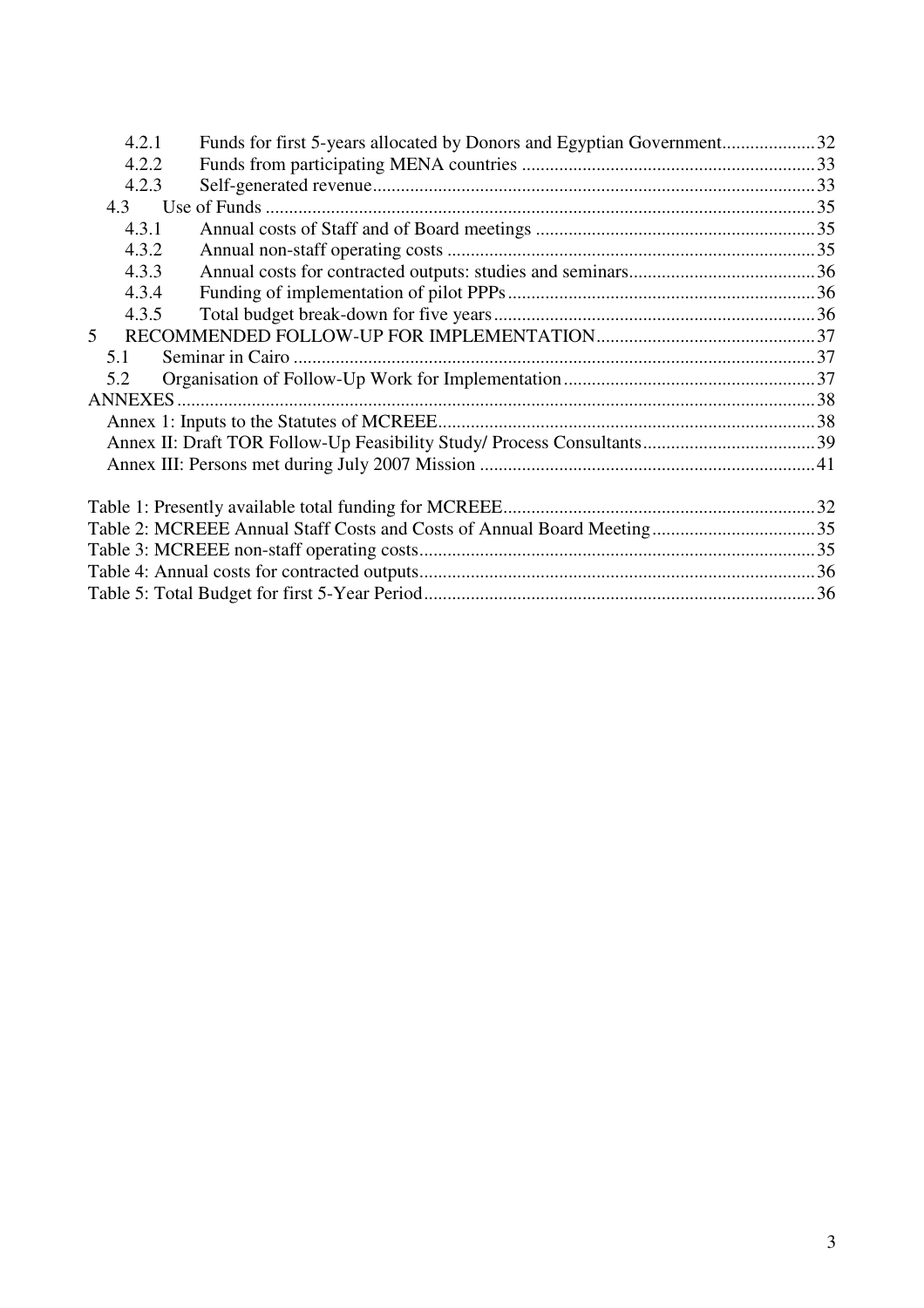4.2.1 Funds for first 5-years allocated by Donors and Egyptian Government....................32
4.2.2 Funds from participating MENA countries ...............................................................33
4.2.3 Self-generated revenue..............................................................................................33
4.3 Use of Funds ......................................................................................................................35
4.3.1 Annual costs of Staff and of Board meetings ............................................................35
4.3.2 Annual non-staff operating costs ...............................................................................35
4.3.3 Annual costs for contracted outputs: studies and seminars........................................36
4.3.4 Funding of implementation of pilot PPPs..................................................................36
4.3.5 Total budget break-down for five years.....................................................................36
5 RECOMMENDED FOLLOW-UP FOR IMPLEMENTATION...............................................37
5.1 Seminar in Cairo ................................................................................................................37
5.2 Organisation of Follow-Up Work for Implementation......................................................37
ANNEXES........................................................................................................................................38
Annex 1: Inputs to the Statutes of MCREEE.................................................................................38
Annex II: Draft TOR Follow-Up Feasibility Study/ Process Consultants.....................................39
Annex III: Persons met during July 2007 Mission ........................................................................41

Table 1: Presently available total funding for MCREEE..................................................................32
Table 2: MCREEE Annual Staff Costs and Costs of Annual Board Meeting...................................35
Table 3: MCREEE non-staff operating costs....................................................................................35
Table 4: Annual costs for contracted outputs....................................................................................36
Table 5: Total Budget for first 5-Year Period...................................................................................36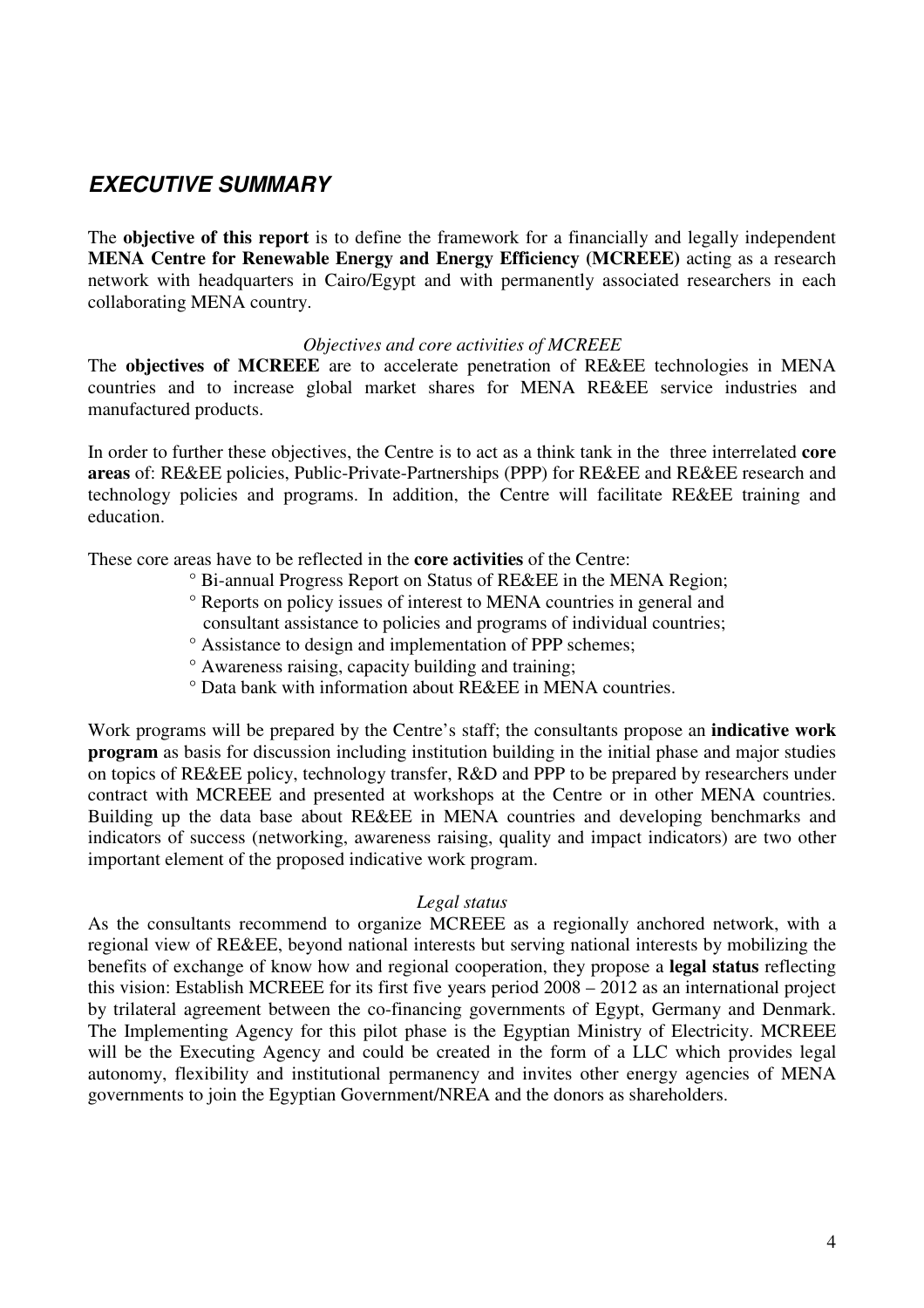## ***EXECUTIVE SUMMARY***

The **objective of this report** is to define the framework for a financially and legally independent **MENA Centre for Renewable Energy and Energy Efficiency (MCREEE)** acting as a research network with headquarters in Cairo/Egypt and with permanently associated researchers in each collaborating MENA country.

*Objectives and core activities of MCREEE*

The **objectives of MCREEE** are to accelerate penetration of RE&EE technologies in MENA countries and to increase global market shares for MENA RE&EE service industries and manufactured products.

In order to further these objectives, the Centre is to act as a think tank in the three interrelated **core areas** of: RE&EE policies, Public-Private-Partnerships (PPP) for RE&EE and RE&EE research and technology policies and programs. In addition, the Centre will facilitate RE&EE training and education.

These core areas have to be reflected in the **core activities** of the Centre:

- ° Bi-annual Progress Report on Status of RE&EE in the MENA Region;
- ° Reports on policy issues of interest to MENA countries in general and consultant assistance to policies and programs of individual countries;
- ° Assistance to design and implementation of PPP schemes;
- ° Awareness raising, capacity building and training;
- ° Data bank with information about RE&EE in MENA countries.

Work programs will be prepared by the Centre's staff; the consultants propose an **indicative work program** as basis for discussion including institution building in the initial phase and major studies on topics of RE&EE policy, technology transfer, R&D and PPP to be prepared by researchers under contract with MCREEE and presented at workshops at the Centre or in other MENA countries. Building up the data base about RE&EE in MENA countries and developing benchmarks and indicators of success (networking, awareness raising, quality and impact indicators) are two other important element of the proposed indicative work program.

*Legal status*

As the consultants recommend to organize MCREEE as a regionally anchored network, with a regional view of RE&EE, beyond national interests but serving national interests by mobilizing the benefits of exchange of know how and regional cooperation, they propose a **legal status** reflecting this vision: Establish MCREEE for its first five years period 2008 – 2012 as an international project by trilateral agreement between the co-financing governments of Egypt, Germany and Denmark. The Implementing Agency for this pilot phase is the Egyptian Ministry of Electricity. MCREEE will be the Executing Agency and could be created in the form of a LLC which provides legal autonomy, flexibility and institutional permanency and invites other energy agencies of MENA governments to join the Egyptian Government/NREA and the donors as shareholders.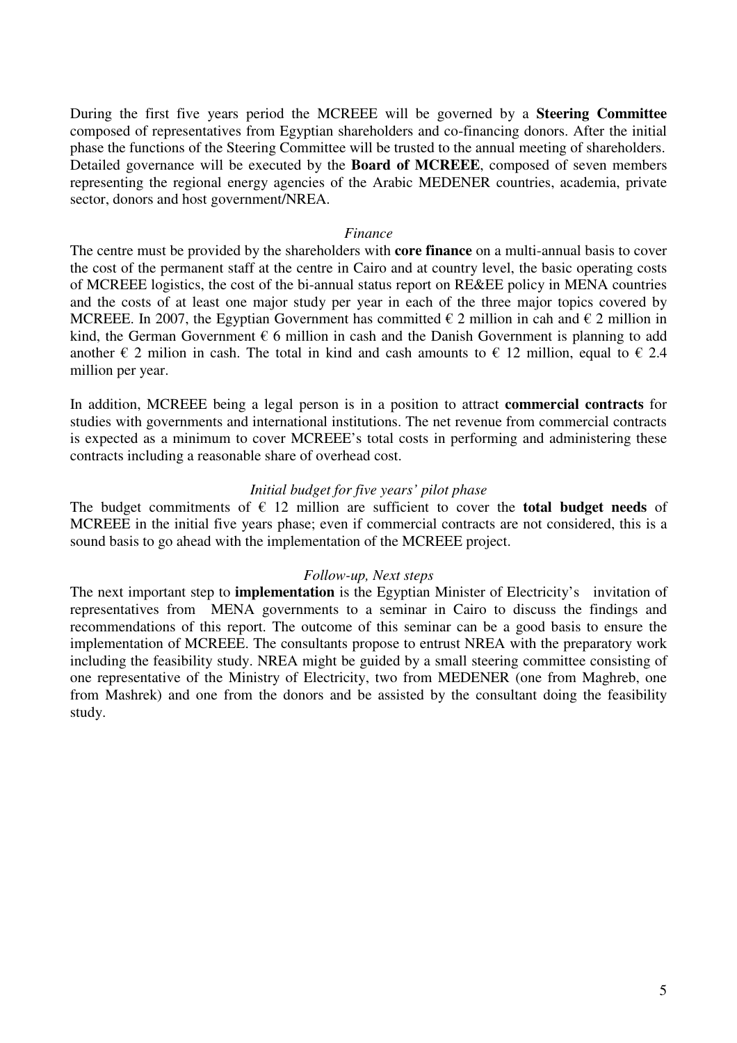During the first five years period the MCREEE will be governed by a **Steering Committee** composed of representatives from Egyptian shareholders and co-financing donors. After the initial phase the functions of the Steering Committee will be trusted to the annual meeting of shareholders. Detailed governance will be executed by the **Board of MCREEE**, composed of seven members representing the regional energy agencies of the Arabic MEDENER countries, academia, private sector, donors and host government/NREA.

*Finance*

The centre must be provided by the shareholders with **core finance** on a multi-annual basis to cover the cost of the permanent staff at the centre in Cairo and at country level, the basic operating costs of MCREEE logistics, the cost of the bi-annual status report on RE&EE policy in MENA countries and the costs of at least one major study per year in each of the three major topics covered by MCREEE. In 2007, the Egyptian Government has committed € 2 million in cah and € 2 million in kind, the German Government € 6 million in cash and the Danish Government is planning to add another € 2 milion in cash. The total in kind and cash amounts to € 12 million, equal to € 2.4 million per year.

In addition, MCREEE being a legal person is in a position to attract **commercial contracts** for studies with governments and international institutions. The net revenue from commercial contracts is expected as a minimum to cover MCREEE's total costs in performing and administering these contracts including a reasonable share of overhead cost.

*Initial budget for five years' pilot phase*

The budget commitments of € 12 million are sufficient to cover the **total budget needs** of MCREEE in the initial five years phase; even if commercial contracts are not considered, this is a sound basis to go ahead with the implementation of the MCREEE project.

*Follow-up, Next steps*

The next important step to **implementation** is the Egyptian Minister of Electricity's invitation of representatives from MENA governments to a seminar in Cairo to discuss the findings and recommendations of this report. The outcome of this seminar can be a good basis to ensure the implementation of MCREEE. The consultants propose to entrust NREA with the preparatory work including the feasibility study. NREA might be guided by a small steering committee consisting of one representative of the Ministry of Electricity, two from MEDENER (one from Maghreb, one from Mashrek) and one from the donors and be assisted by the consultant doing the feasibility study.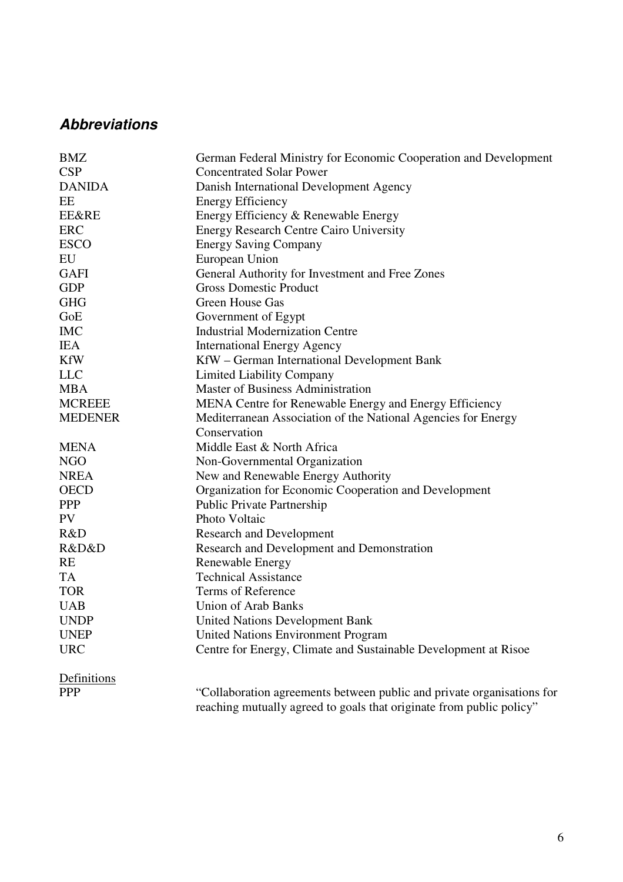## *Abbreviations*

| | |
|---|---|
| BMZ | German Federal Ministry for Economic Cooperation and Development |
| CSP | Concentrated Solar Power |
| DANIDA | Danish International Development Agency |
| EE | Energy Efficiency |
| EE&RE | Energy Efficiency & Renewable Energy |
| ERC | Energy Research Centre Cairo University |
| ESCO | Energy Saving Company |
| EU | European Union |
| GAFI | General Authority for Investment and Free Zones |
| GDP | Gross Domestic Product |
| GHG | Green House Gas |
| GoE | Government of Egypt |
| IMC | Industrial Modernization Centre |
| IEA | International Energy Agency |
| KfW | KfW – German International Development Bank |
| LLC | Limited Liability Company |
| MBA | Master of Business Administration |
| MCREEE | MENA Centre for Renewable Energy and Energy Efficiency |
| MEDENER | Mediterranean Association of the National Agencies for Energy Conservation |
| MENA | Middle East & North Africa |
| NGO | Non-Governmental Organization |
| NREA | New and Renewable Energy Authority |
| OECD | Organization for Economic Cooperation and Development |
| PPP | Public Private Partnership |
| PV | Photo Voltaic |
| R&D | Research and Development |
| R&D&D | Research and Development and Demonstration |
| RE | Renewable Energy |
| TA | Technical Assistance |
| TOR | Terms of Reference |
| UAB | Union of Arab Banks |
| UNDP | United Nations Development Bank |
| UNEP | United Nations Environment Program |
| URC | Centre for Energy, Climate and Sustainable Development at Risoe |

<u>Definitions</u>

| | |
|---|---|
| PPP | "Collaboration agreements between public and private organisations for reaching mutually agreed to goals that originate from public policy" |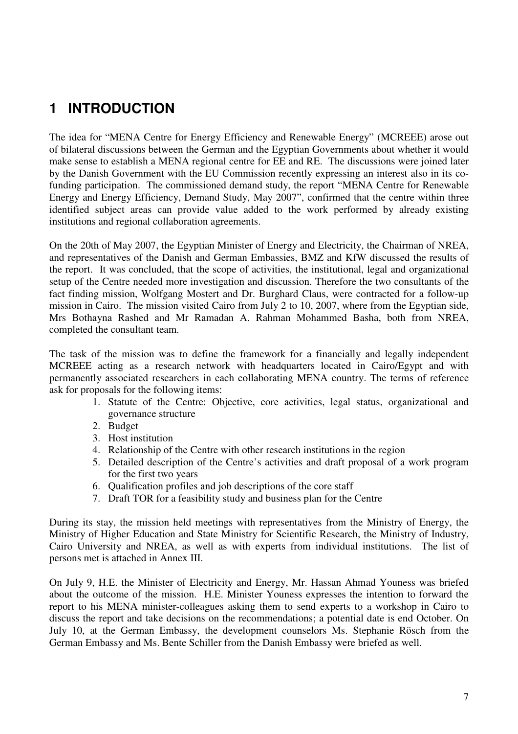# 1 INTRODUCTION

The idea for "MENA Centre for Energy Efficiency and Renewable Energy" (MCREEE) arose out of bilateral discussions between the German and the Egyptian Governments about whether it would make sense to establish a MENA regional centre for EE and RE. The discussions were joined later by the Danish Government with the EU Commission recently expressing an interest also in its co-funding participation. The commissioned demand study, the report "MENA Centre for Renewable Energy and Energy Efficiency, Demand Study, May 2007", confirmed that the centre within three identified subject areas can provide value added to the work performed by already existing institutions and regional collaboration agreements.

On the 20th of May 2007, the Egyptian Minister of Energy and Electricity, the Chairman of NREA, and representatives of the Danish and German Embassies, BMZ and KfW discussed the results of the report. It was concluded, that the scope of activities, the institutional, legal and organizational setup of the Centre needed more investigation and discussion. Therefore the two consultants of the fact finding mission, Wolfgang Mostert and Dr. Burghard Claus, were contracted for a follow-up mission in Cairo. The mission visited Cairo from July 2 to 10, 2007, where from the Egyptian side, Mrs Bothayna Rashed and Mr Ramadan A. Rahman Mohammed Basha, both from NREA, completed the consultant team.

The task of the mission was to define the framework for a financially and legally independent MCREEE acting as a research network with headquarters located in Cairo/Egypt and with permanently associated researchers in each collaborating MENA country. The terms of reference ask for proposals for the following items:

1. Statute of the Centre: Objective, core activities, legal status, organizational and governance structure
2. Budget
3. Host institution
4. Relationship of the Centre with other research institutions in the region
5. Detailed description of the Centre's activities and draft proposal of a work program for the first two years
6. Qualification profiles and job descriptions of the core staff
7. Draft TOR for a feasibility study and business plan for the Centre

During its stay, the mission held meetings with representatives from the Ministry of Energy, the Ministry of Higher Education and State Ministry for Scientific Research, the Ministry of Industry, Cairo University and NREA, as well as with experts from individual institutions. The list of persons met is attached in Annex III.

On July 9, H.E. the Minister of Electricity and Energy, Mr. Hassan Ahmad Youness was briefed about the outcome of the mission. H.E. Minister Youness expresses the intention to forward the report to his MENA minister-colleagues asking them to send experts to a workshop in Cairo to discuss the report and take decisions on the recommendations; a potential date is end October. On July 10, at the German Embassy, the development counselors Ms. Stephanie Rösch from the German Embassy and Ms. Bente Schiller from the Danish Embassy were briefed as well.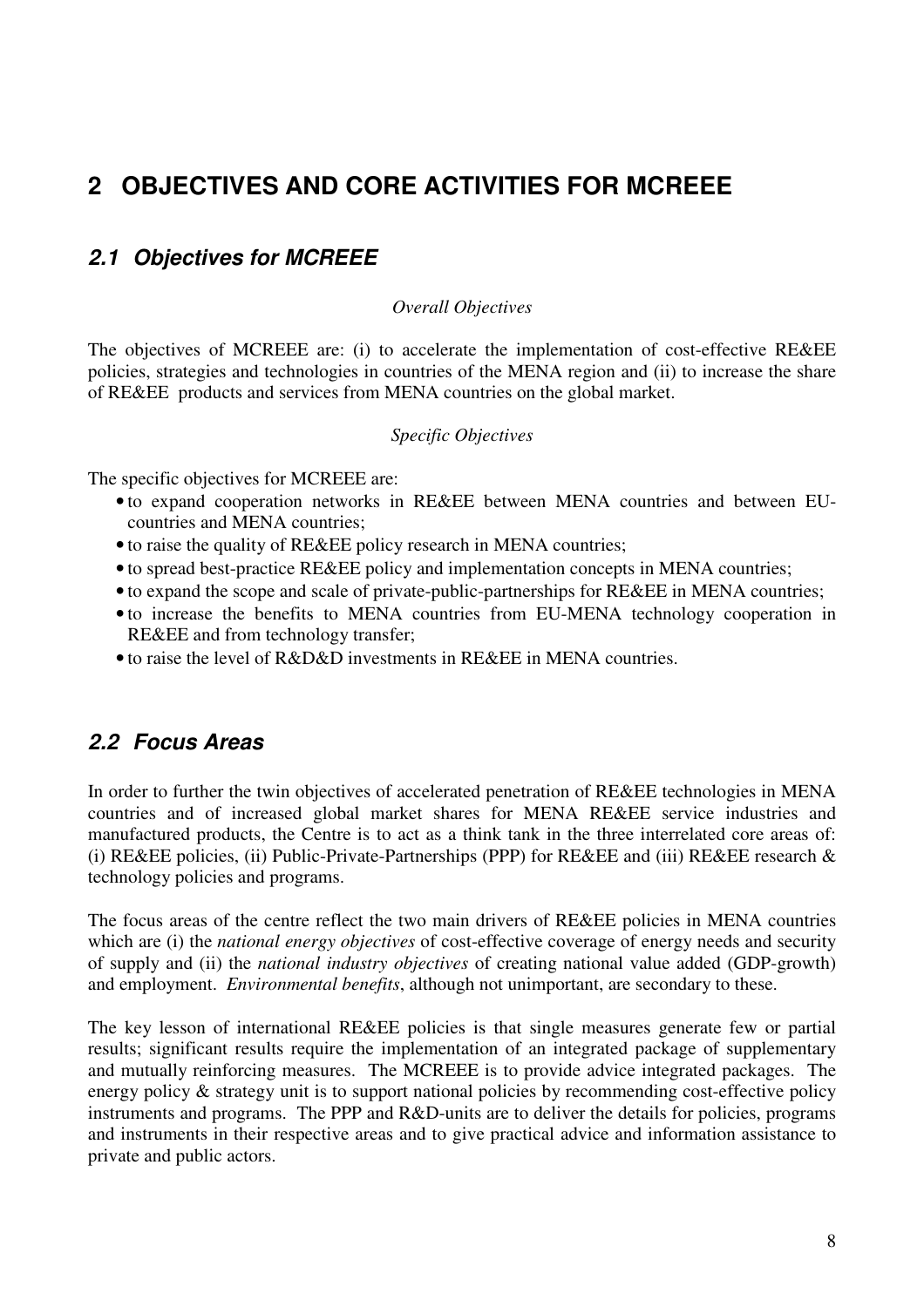# 2 OBJECTIVES AND CORE ACTIVITIES FOR MCREEE

## 2.1 Objectives for MCREEE

*Overall Objectives*

The objectives of MCREEE are: (i) to accelerate the implementation of cost-effective RE&EE policies, strategies and technologies in countries of the MENA region and (ii) to increase the share of RE&EE products and services from MENA countries on the global market.

*Specific Objectives*

The specific objectives for MCREEE are:

- to expand cooperation networks in RE&EE between MENA countries and between EU-countries and MENA countries;
- to raise the quality of RE&EE policy research in MENA countries;
- to spread best-practice RE&EE policy and implementation concepts in MENA countries;
- to expand the scope and scale of private-public-partnerships for RE&EE in MENA countries;
- to increase the benefits to MENA countries from EU-MENA technology cooperation in RE&EE and from technology transfer;
- to raise the level of R&D&D investments in RE&EE in MENA countries.

## 2.2 Focus Areas

In order to further the twin objectives of accelerated penetration of RE&EE technologies in MENA countries and of increased global market shares for MENA RE&EE service industries and manufactured products, the Centre is to act as a think tank in the three interrelated core areas of: (i) RE&EE policies, (ii) Public-Private-Partnerships (PPP) for RE&EE and (iii) RE&EE research & technology policies and programs.

The focus areas of the centre reflect the two main drivers of RE&EE policies in MENA countries which are (i) the *national energy objectives* of cost-effective coverage of energy needs and security of supply and (ii) the *national industry objectives* of creating national value added (GDP-growth) and employment. *Environmental benefits*, although not unimportant, are secondary to these.

The key lesson of international RE&EE policies is that single measures generate few or partial results; significant results require the implementation of an integrated package of supplementary and mutually reinforcing measures. The MCREEE is to provide advice integrated packages. The energy policy & strategy unit is to support national policies by recommending cost-effective policy instruments and programs. The PPP and R&D-units are to deliver the details for policies, programs and instruments in their respective areas and to give practical advice and information assistance to private and public actors.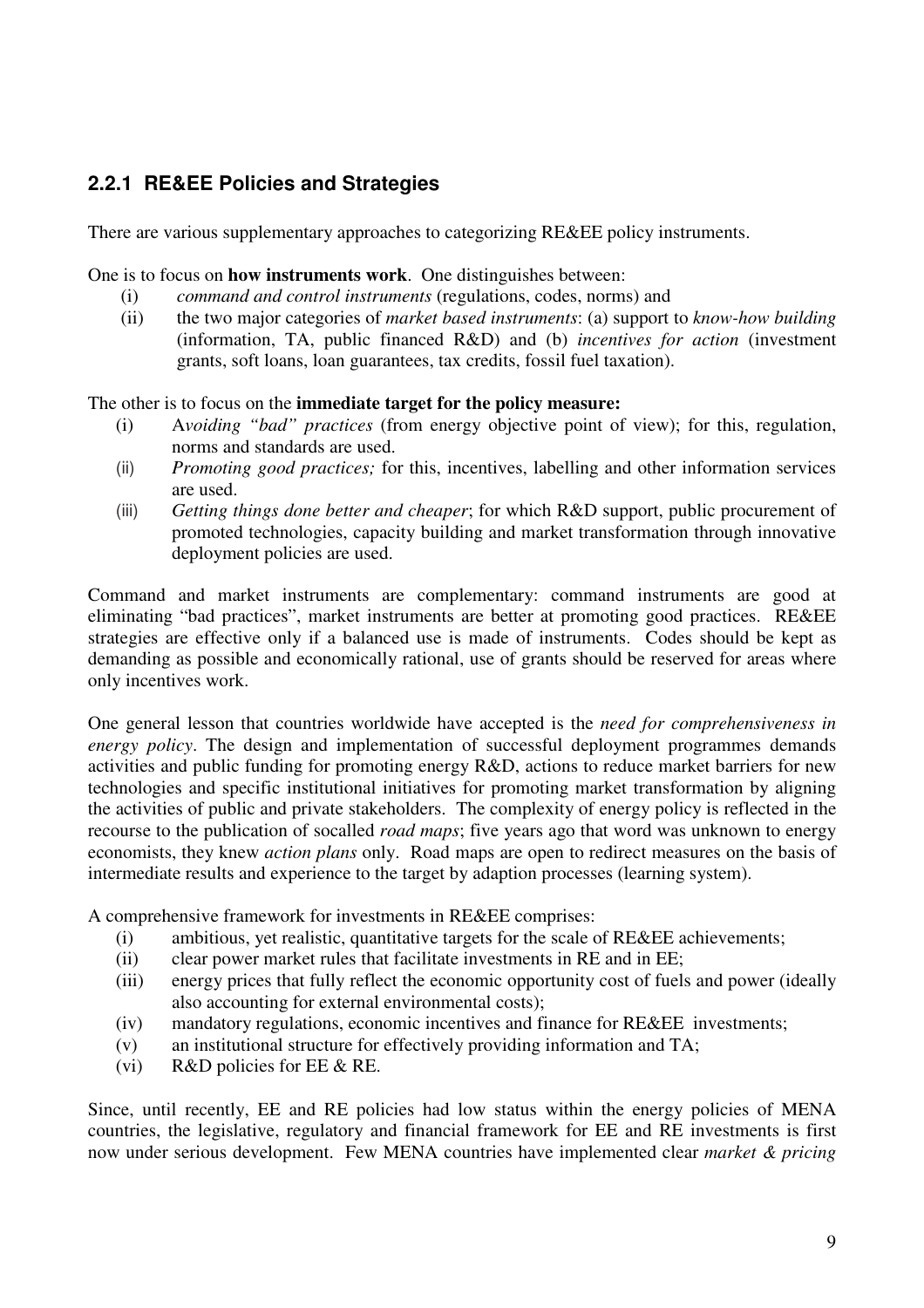### 2.2.1 RE&EE Policies and Strategies

There are various supplementary approaches to categorizing RE&EE policy instruments.

One is to focus on **how instruments work**. One distinguishes between:

(i) *command and control instruments* (regulations, codes, norms) and
(ii) the two major categories of *market based instruments*: (a) support to *know-how building* (information, TA, public financed R&D) and (b) *incentives for action* (investment grants, soft loans, loan guarantees, tax credits, fossil fuel taxation).

The other is to focus on the **immediate target for the policy measure:**

(i) A*voiding "bad" practices* (from energy objective point of view); for this, regulation, norms and standards are used.
(ii) *Promoting good practices;* for this, incentives, labelling and other information services are used.
(iii) *Getting things done better and cheaper*; for which R&D support, public procurement of promoted technologies, capacity building and market transformation through innovative deployment policies are used.

Command and market instruments are complementary: command instruments are good at eliminating "bad practices", market instruments are better at promoting good practices. RE&EE strategies are effective only if a balanced use is made of instruments. Codes should be kept as demanding as possible and economically rational, use of grants should be reserved for areas where only incentives work.

One general lesson that countries worldwide have accepted is the *need for comprehensiveness in energy policy*. The design and implementation of successful deployment programmes demands activities and public funding for promoting energy R&D, actions to reduce market barriers for new technologies and specific institutional initiatives for promoting market transformation by aligning the activities of public and private stakeholders. The complexity of energy policy is reflected in the recourse to the publication of socalled *road maps*; five years ago that word was unknown to energy economists, they knew *action plans* only. Road maps are open to redirect measures on the basis of intermediate results and experience to the target by adaption processes (learning system).

A comprehensive framework for investments in RE&EE comprises:

(i) ambitious, yet realistic, quantitative targets for the scale of RE&EE achievements;
(ii) clear power market rules that facilitate investments in RE and in EE;
(iii) energy prices that fully reflect the economic opportunity cost of fuels and power (ideally also accounting for external environmental costs);
(iv) mandatory regulations, economic incentives and finance for RE&EE investments;
(v) an institutional structure for effectively providing information and TA;
(vi) R&D policies for EE & RE.

Since, until recently, EE and RE policies had low status within the energy policies of MENA countries, the legislative, regulatory and financial framework for EE and RE investments is first now under serious development. Few MENA countries have implemented clear *market & pricing*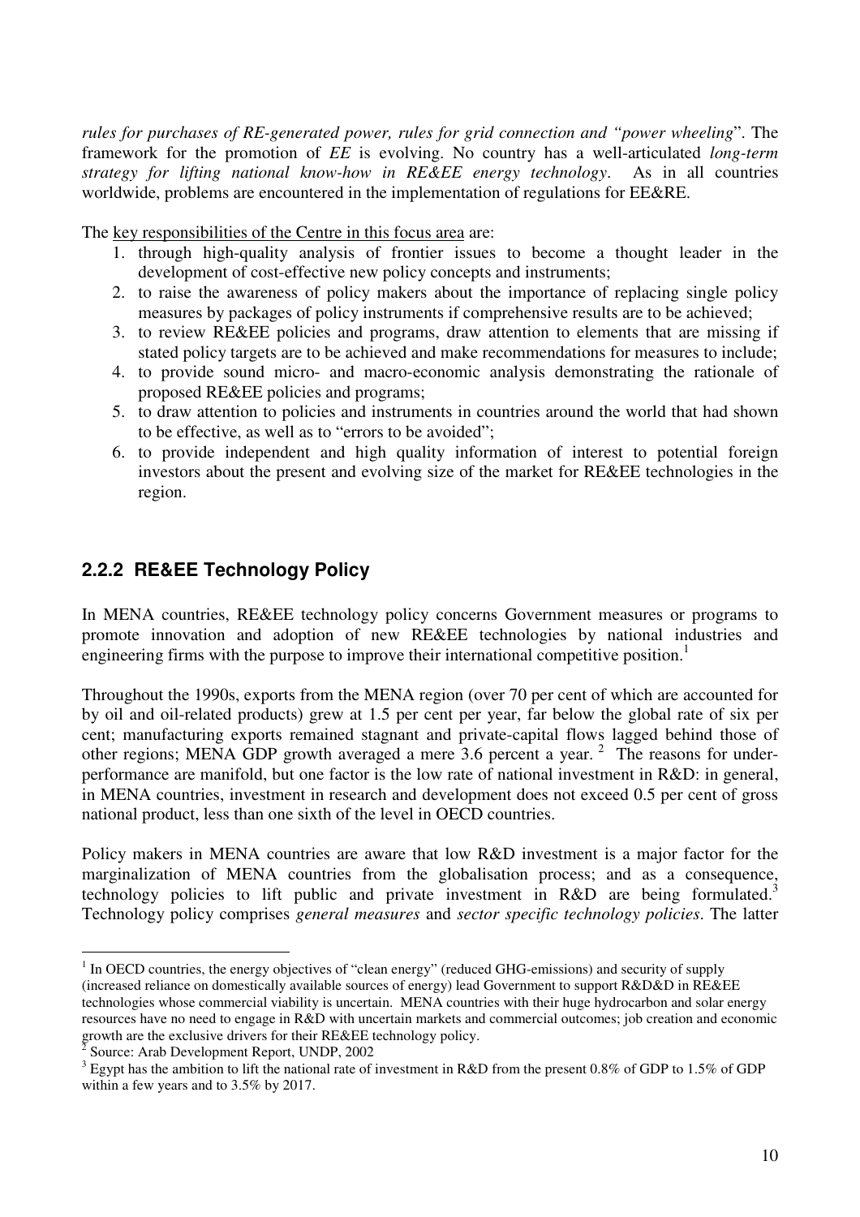*rules for purchases of RE-generated power, rules for grid connection and "power wheeling*". The framework for the promotion of *EE* is evolving. No country has a well-articulated *long-term strategy for lifting national know-how in RE&EE energy technology*. As in all countries worldwide, problems are encountered in the implementation of regulations for EE&RE.

The key responsibilities of the Centre in this focus area are:

1. through high-quality analysis of frontier issues to become a thought leader in the development of cost-effective new policy concepts and instruments;
2. to raise the awareness of policy makers about the importance of replacing single policy measures by packages of policy instruments if comprehensive results are to be achieved;
3. to review RE&EE policies and programs, draw attention to elements that are missing if stated policy targets are to be achieved and make recommendations for measures to include;
4. to provide sound micro- and macro-economic analysis demonstrating the rationale of proposed RE&EE policies and programs;
5. to draw attention to policies and instruments in countries around the world that had shown to be effective, as well as to "errors to be avoided";
6. to provide independent and high quality information of interest to potential foreign investors about the present and evolving size of the market for RE&EE technologies in the region.

### 2.2.2 RE&EE Technology Policy

In MENA countries, RE&EE technology policy concerns Government measures or programs to promote innovation and adoption of new RE&EE technologies by national industries and engineering firms with the purpose to improve their international competitive position.[1]

Throughout the 1990s, exports from the MENA region (over 70 per cent of which are accounted for by oil and oil-related products) grew at 1.5 per cent per year, far below the global rate of six per cent; manufacturing exports remained stagnant and private-capital flows lagged behind those of other regions; MENA GDP growth averaged a mere 3.6 percent a year.[2] The reasons for under-performance are manifold, but one factor is the low rate of national investment in R&D: in general, in MENA countries, investment in research and development does not exceed 0.5 per cent of gross national product, less than one sixth of the level in OECD countries.

Policy makers in MENA countries are aware that low R&D investment is a major factor for the marginalization of MENA countries from the globalisation process; and as a consequence, technology policies to lift public and private investment in R&D are being formulated.[3] Technology policy comprises *general measures* and *sector specific technology policies*. The latter

---

[1] In OECD countries, the energy objectives of "clean energy" (reduced GHG-emissions) and security of supply (increased reliance on domestically available sources of energy) lead Government to support R&D&D in RE&EE technologies whose commercial viability is uncertain. MENA countries with their huge hydrocarbon and solar energy resources have no need to engage in R&D with uncertain markets and commercial outcomes; job creation and economic growth are the exclusive drivers for their RE&EE technology policy.

[2] Source: Arab Development Report, UNDP, 2002

[3] Egypt has the ambition to lift the national rate of investment in R&D from the present 0.8% of GDP to 1.5% of GDP within a few years and to 3.5% by 2017.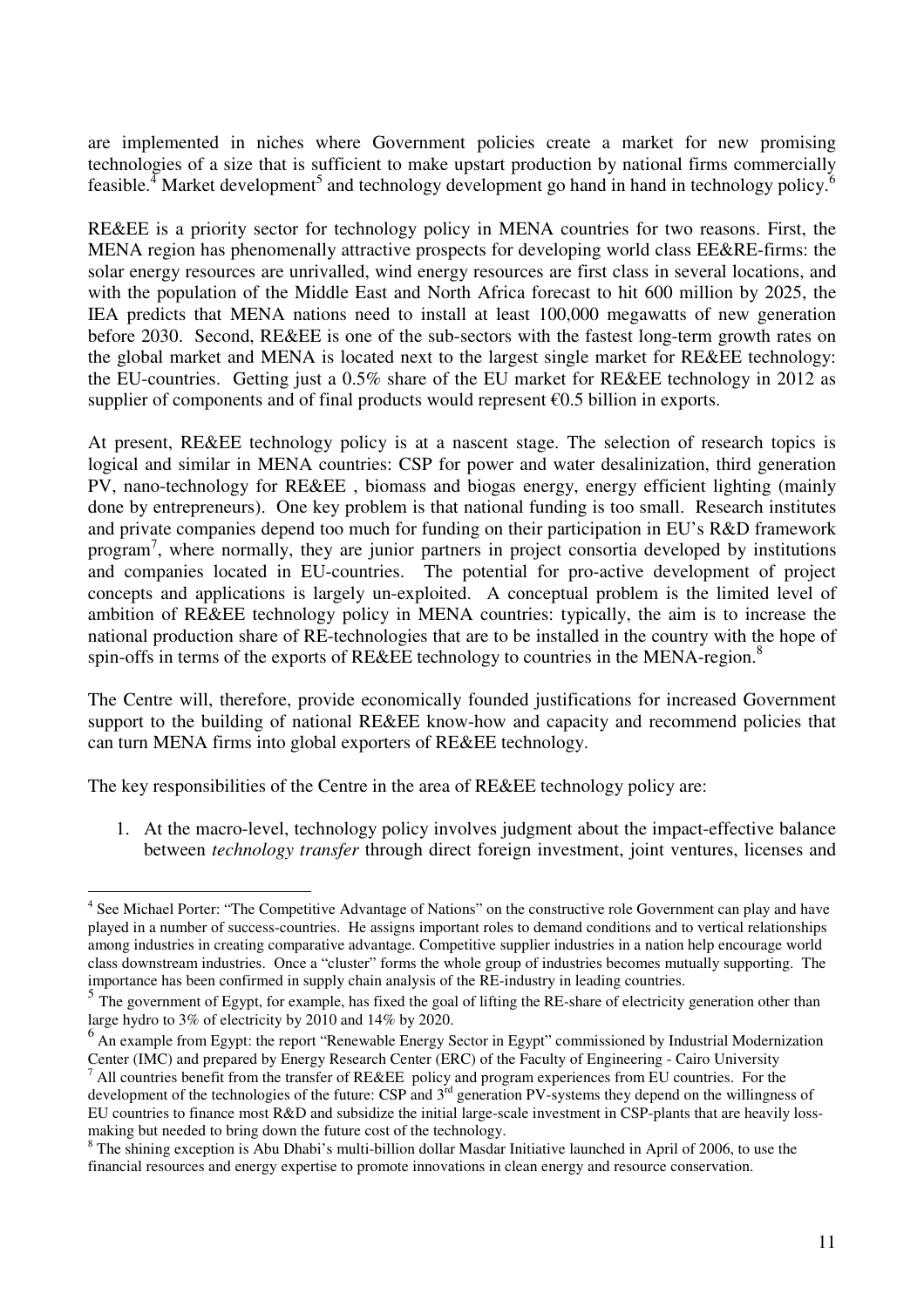are implemented in niches where Government policies create a market for new promising technologies of a size that is sufficient to make upstart production by national firms commercially feasible.[4] Market development[5] and technology development go hand in hand in technology policy.[6]

RE&EE is a priority sector for technology policy in MENA countries for two reasons. First, the MENA region has phenomenally attractive prospects for developing world class EE&RE-firms: the solar energy resources are unrivalled, wind energy resources are first class in several locations, and with the population of the Middle East and North Africa forecast to hit 600 million by 2025, the IEA predicts that MENA nations need to install at least 100,000 megawatts of new generation before 2030. Second, RE&EE is one of the sub-sectors with the fastest long-term growth rates on the global market and MENA is located next to the largest single market for RE&EE technology: the EU-countries. Getting just a 0.5% share of the EU market for RE&EE technology in 2012 as supplier of components and of final products would represent €0.5 billion in exports.

At present, RE&EE technology policy is at a nascent stage. The selection of research topics is logical and similar in MENA countries: CSP for power and water desalinization, third generation PV, nano-technology for RE&EE , biomass and biogas energy, energy efficient lighting (mainly done by entrepreneurs). One key problem is that national funding is too small. Research institutes and private companies depend too much for funding on their participation in EU's R&D framework program[7], where normally, they are junior partners in project consortia developed by institutions and companies located in EU-countries. The potential for pro-active development of project concepts and applications is largely un-exploited. A conceptual problem is the limited level of ambition of RE&EE technology policy in MENA countries: typically, the aim is to increase the national production share of RE-technologies that are to be installed in the country with the hope of spin-offs in terms of the exports of RE&EE technology to countries in the MENA-region.[8]

The Centre will, therefore, provide economically founded justifications for increased Government support to the building of national RE&EE know-how and capacity and recommend policies that can turn MENA firms into global exporters of RE&EE technology.

The key responsibilities of the Centre in the area of RE&EE technology policy are:

1. At the macro-level, technology policy involves judgment about the impact-effective balance between *technology transfer* through direct foreign investment, joint ventures, licenses and

---

[4] See Michael Porter: "The Competitive Advantage of Nations" on the constructive role Government can play and have played in a number of success-countries. He assigns important roles to demand conditions and to vertical relationships among industries in creating comparative advantage. Competitive supplier industries in a nation help encourage world class downstream industries. Once a "cluster" forms the whole group of industries becomes mutually supporting. The importance has been confirmed in supply chain analysis of the RE-industry in leading countries.

[5] The government of Egypt, for example, has fixed the goal of lifting the RE-share of electricity generation other than large hydro to 3% of electricity by 2010 and 14% by 2020.

[6] An example from Egypt: the report "Renewable Energy Sector in Egypt" commissioned by Industrial Modernization Center (IMC) and prepared by Energy Research Center (ERC) of the Faculty of Engineering - Cairo University

[7] All countries benefit from the transfer of RE&EE policy and program experiences from EU countries. For the development of the technologies of the future: CSP and 3rd generation PV-systems they depend on the willingness of EU countries to finance most R&D and subsidize the initial large-scale investment in CSP-plants that are heavily loss-making but needed to bring down the future cost of the technology.

[8] The shining exception is Abu Dhabi's multi-billion dollar Masdar Initiative launched in April of 2006, to use the financial resources and energy expertise to promote innovations in clean energy and resource conservation.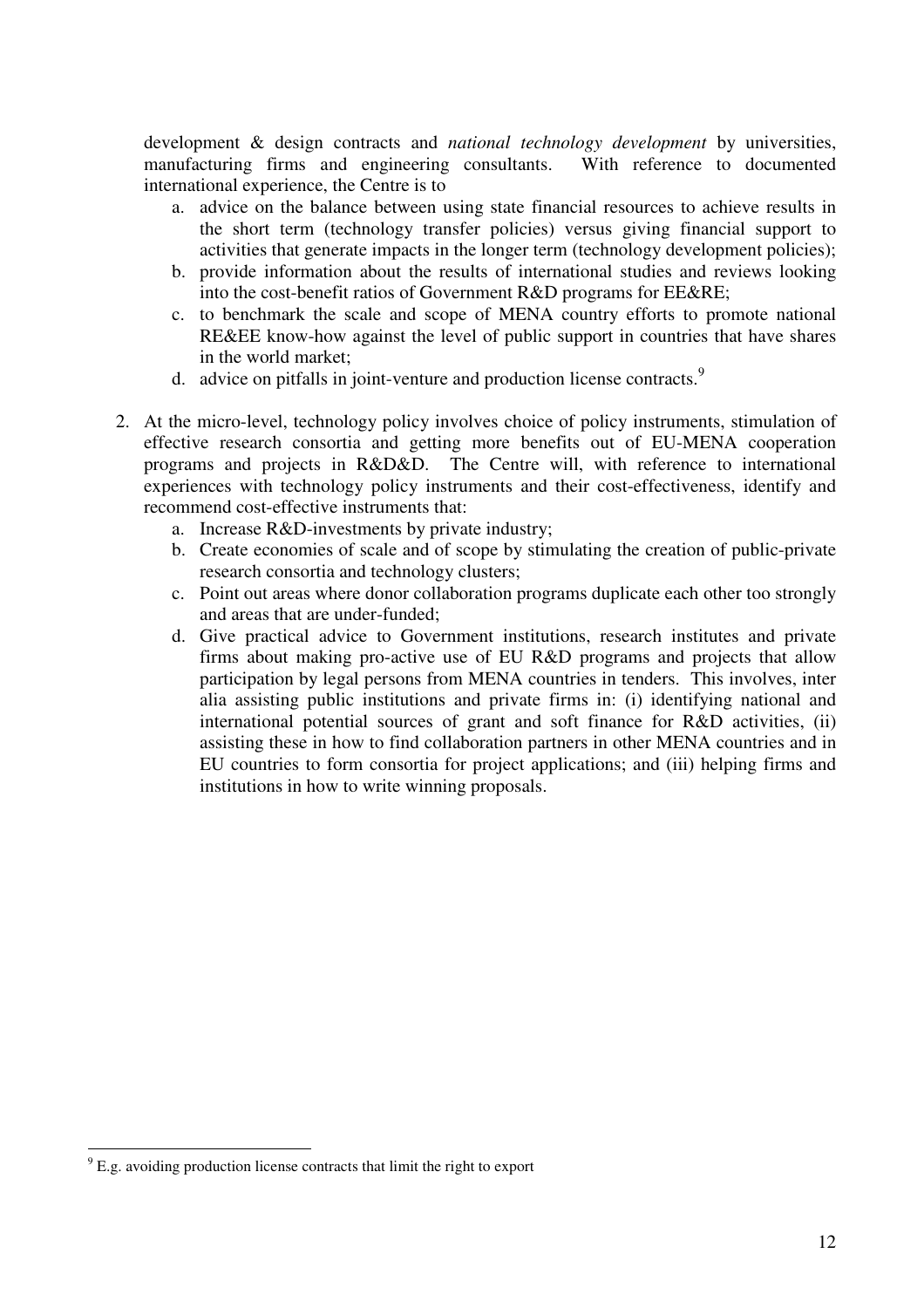development & design contracts and *national technology development* by universities, manufacturing firms and engineering consultants. With reference to documented international experience, the Centre is to

   a. advice on the balance between using state financial resources to achieve results in the short term (technology transfer policies) versus giving financial support to activities that generate impacts in the longer term (technology development policies);
   b. provide information about the results of international studies and reviews looking into the cost-benefit ratios of Government R&D programs for EE&RE;
   c. to benchmark the scale and scope of MENA country efforts to promote national RE&EE know-how against the level of public support in countries that have shares in the world market;
   d. advice on pitfalls in joint-venture and production license contracts.[9]

2. At the micro-level, technology policy involves choice of policy instruments, stimulation of effective research consortia and getting more benefits out of EU-MENA cooperation programs and projects in R&D&D. The Centre will, with reference to international experiences with technology policy instruments and their cost-effectiveness, identify and recommend cost-effective instruments that:
   a. Increase R&D-investments by private industry;
   b. Create economies of scale and of scope by stimulating the creation of public-private research consortia and technology clusters;
   c. Point out areas where donor collaboration programs duplicate each other too strongly and areas that are under-funded;
   d. Give practical advice to Government institutions, research institutes and private firms about making pro-active use of EU R&D programs and projects that allow participation by legal persons from MENA countries in tenders. This involves, inter alia assisting public institutions and private firms in: (i) identifying national and international potential sources of grant and soft finance for R&D activities, (ii) assisting these in how to find collaboration partners in other MENA countries and in EU countries to form consortia for project applications; and (iii) helping firms and institutions in how to write winning proposals.

[9] E.g. avoiding production license contracts that limit the right to export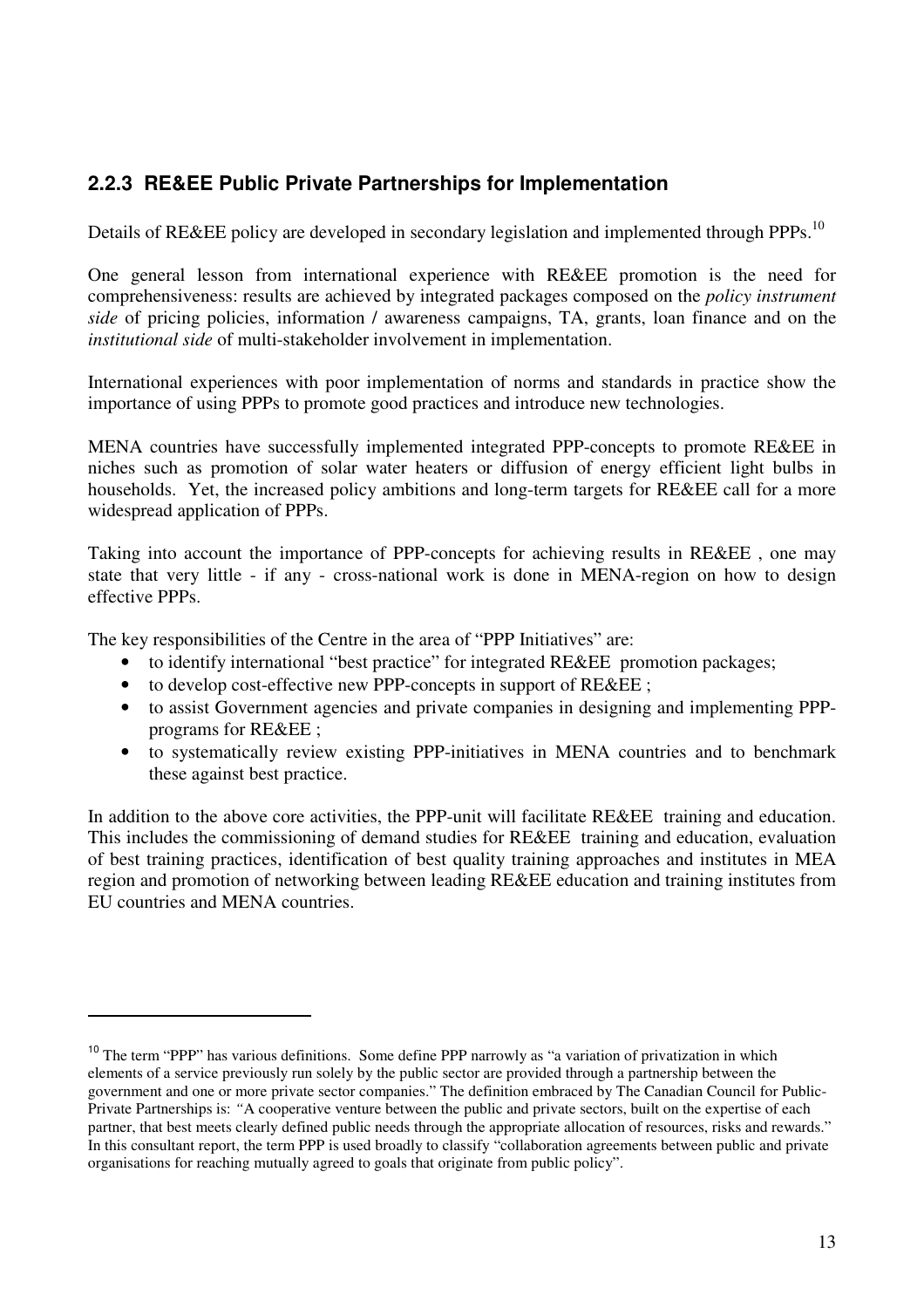### 2.2.3 RE&EE Public Private Partnerships for Implementation

Details of RE&EE policy are developed in secondary legislation and implemented through PPPs.[10]

One general lesson from international experience with RE&EE promotion is the need for comprehensiveness: results are achieved by integrated packages composed on the *policy instrument side* of pricing policies, information / awareness campaigns, TA, grants, loan finance and on the *institutional side* of multi-stakeholder involvement in implementation.

International experiences with poor implementation of norms and standards in practice show the importance of using PPPs to promote good practices and introduce new technologies.

MENA countries have successfully implemented integrated PPP-concepts to promote RE&EE in niches such as promotion of solar water heaters or diffusion of energy efficient light bulbs in households. Yet, the increased policy ambitions and long-term targets for RE&EE call for a more widespread application of PPPs.

Taking into account the importance of PPP-concepts for achieving results in RE&EE , one may state that very little - if any - cross-national work is done in MENA-region on how to design effective PPPs.

The key responsibilities of the Centre in the area of "PPP Initiatives" are:

- to identify international "best practice" for integrated RE&EE promotion packages;
- to develop cost-effective new PPP-concepts in support of RE&EE ;
- to assist Government agencies and private companies in designing and implementing PPP-programs for RE&EE ;
- to systematically review existing PPP-initiatives in MENA countries and to benchmark these against best practice.

In addition to the above core activities, the PPP-unit will facilitate RE&EE training and education. This includes the commissioning of demand studies for RE&EE training and education, evaluation of best training practices, identification of best quality training approaches and institutes in MEA region and promotion of networking between leading RE&EE education and training institutes from EU countries and MENA countries.

---

[10] The term "PPP" has various definitions. Some define PPP narrowly as "a variation of privatization in which elements of a service previously run solely by the public sector are provided through a partnership between the government and one or more private sector companies." The definition embraced by The Canadian Council for Public-Private Partnerships is: *"*A cooperative venture between the public and private sectors, built on the expertise of each partner, that best meets clearly defined public needs through the appropriate allocation of resources, risks and rewards." In this consultant report, the term PPP is used broadly to classify "collaboration agreements between public and private organisations for reaching mutually agreed to goals that originate from public policy".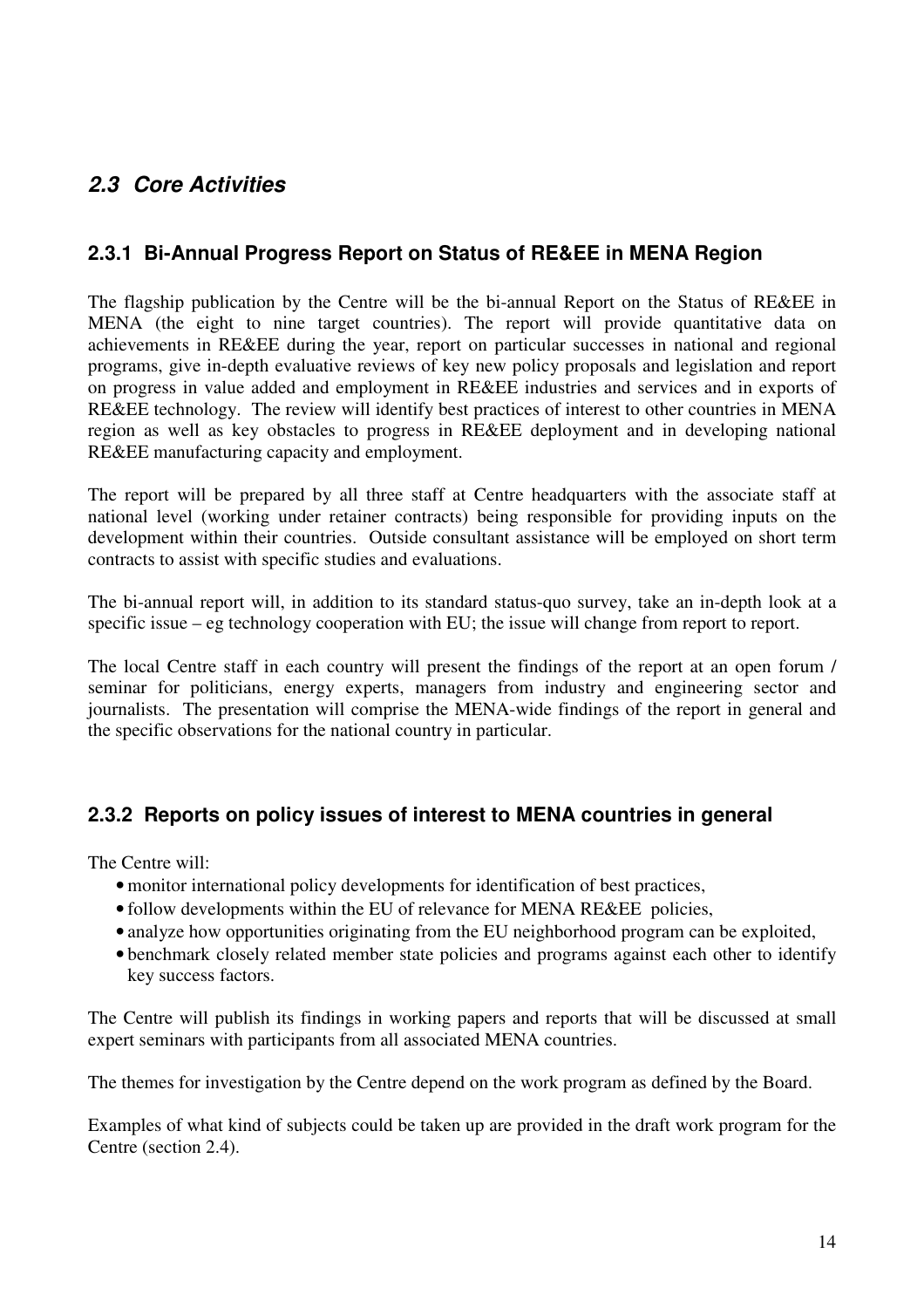## *2.3 Core Activities*

### 2.3.1 Bi-Annual Progress Report on Status of RE&EE in MENA Region

The flagship publication by the Centre will be the bi-annual Report on the Status of RE&EE in MENA (the eight to nine target countries). The report will provide quantitative data on achievements in RE&EE during the year, report on particular successes in national and regional programs, give in-depth evaluative reviews of key new policy proposals and legislation and report on progress in value added and employment in RE&EE industries and services and in exports of RE&EE technology. The review will identify best practices of interest to other countries in MENA region as well as key obstacles to progress in RE&EE deployment and in developing national RE&EE manufacturing capacity and employment.

The report will be prepared by all three staff at Centre headquarters with the associate staff at national level (working under retainer contracts) being responsible for providing inputs on the development within their countries. Outside consultant assistance will be employed on short term contracts to assist with specific studies and evaluations.

The bi-annual report will, in addition to its standard status-quo survey, take an in-depth look at a specific issue – eg technology cooperation with EU; the issue will change from report to report.

The local Centre staff in each country will present the findings of the report at an open forum / seminar for politicians, energy experts, managers from industry and engineering sector and journalists. The presentation will comprise the MENA-wide findings of the report in general and the specific observations for the national country in particular.

### 2.3.2 Reports on policy issues of interest to MENA countries in general

The Centre will:

- monitor international policy developments for identification of best practices,
- follow developments within the EU of relevance for MENA RE&EE policies,
- analyze how opportunities originating from the EU neighborhood program can be exploited,
- benchmark closely related member state policies and programs against each other to identify key success factors.

The Centre will publish its findings in working papers and reports that will be discussed at small expert seminars with participants from all associated MENA countries.

The themes for investigation by the Centre depend on the work program as defined by the Board.

Examples of what kind of subjects could be taken up are provided in the draft work program for the Centre (section 2.4).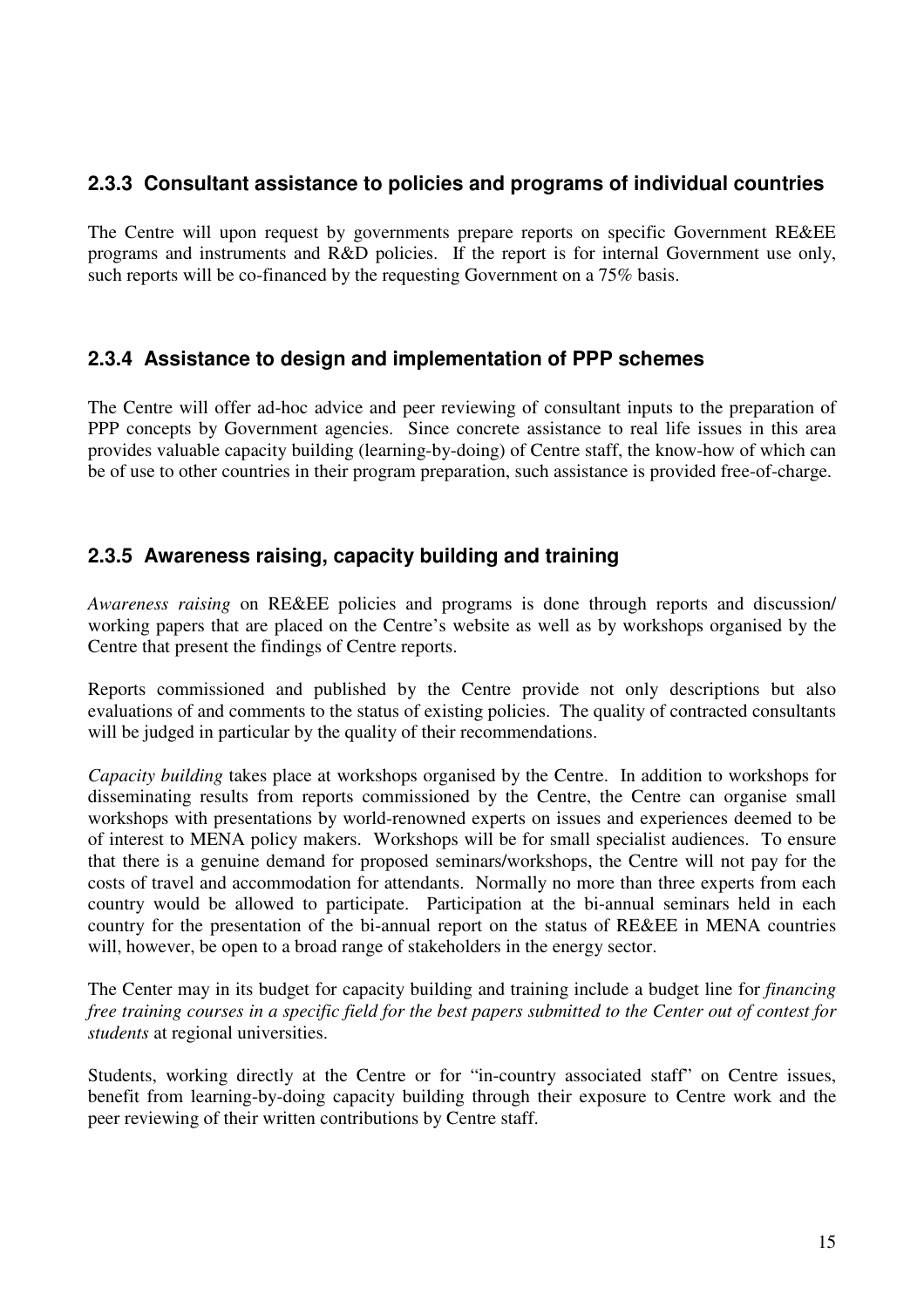### 2.3.3 Consultant assistance to policies and programs of individual countries

The Centre will upon request by governments prepare reports on specific Government RE&EE programs and instruments and R&D policies. If the report is for internal Government use only, such reports will be co-financed by the requesting Government on a 75% basis.

### 2.3.4 Assistance to design and implementation of PPP schemes

The Centre will offer ad-hoc advice and peer reviewing of consultant inputs to the preparation of PPP concepts by Government agencies. Since concrete assistance to real life issues in this area provides valuable capacity building (learning-by-doing) of Centre staff, the know-how of which can be of use to other countries in their program preparation, such assistance is provided free-of-charge.

### 2.3.5 Awareness raising, capacity building and training

*Awareness raising* on RE&EE policies and programs is done through reports and discussion/ working papers that are placed on the Centre's website as well as by workshops organised by the Centre that present the findings of Centre reports.

Reports commissioned and published by the Centre provide not only descriptions but also evaluations of and comments to the status of existing policies. The quality of contracted consultants will be judged in particular by the quality of their recommendations.

*Capacity building* takes place at workshops organised by the Centre. In addition to workshops for disseminating results from reports commissioned by the Centre, the Centre can organise small workshops with presentations by world-renowned experts on issues and experiences deemed to be of interest to MENA policy makers. Workshops will be for small specialist audiences. To ensure that there is a genuine demand for proposed seminars/workshops, the Centre will not pay for the costs of travel and accommodation for attendants. Normally no more than three experts from each country would be allowed to participate. Participation at the bi-annual seminars held in each country for the presentation of the bi-annual report on the status of RE&EE in MENA countries will, however, be open to a broad range of stakeholders in the energy sector.

The Center may in its budget for capacity building and training include a budget line for *financing free training courses in a specific field for the best papers submitted to the Center out of contest for students* at regional universities.

Students, working directly at the Centre or for "in-country associated staff" on Centre issues, benefit from learning-by-doing capacity building through their exposure to Centre work and the peer reviewing of their written contributions by Centre staff.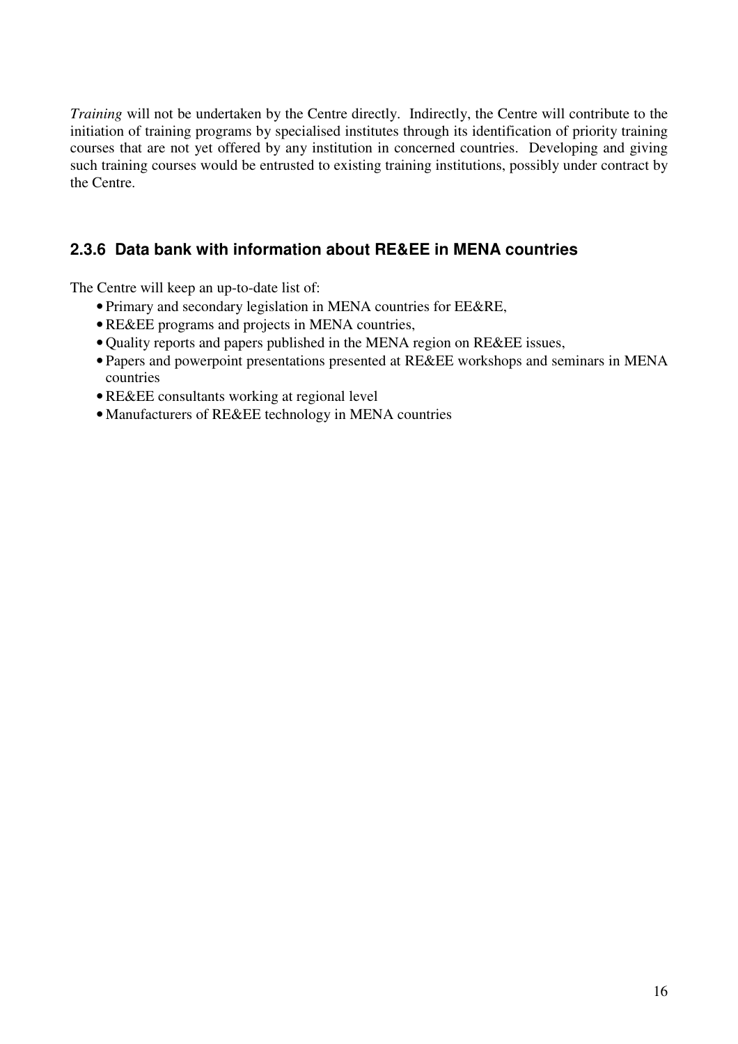*Training* will not be undertaken by the Centre directly. Indirectly, the Centre will contribute to the initiation of training programs by specialised institutes through its identification of priority training courses that are not yet offered by any institution in concerned countries. Developing and giving such training courses would be entrusted to existing training institutions, possibly under contract by the Centre.

### 2.3.6 Data bank with information about RE&EE in MENA countries

The Centre will keep an up-to-date list of:

- Primary and secondary legislation in MENA countries for EE&RE,
- RE&EE programs and projects in MENA countries,
- Quality reports and papers published in the MENA region on RE&EE issues,
- Papers and powerpoint presentations presented at RE&EE workshops and seminars in MENA countries
- RE&EE consultants working at regional level
- Manufacturers of RE&EE technology in MENA countries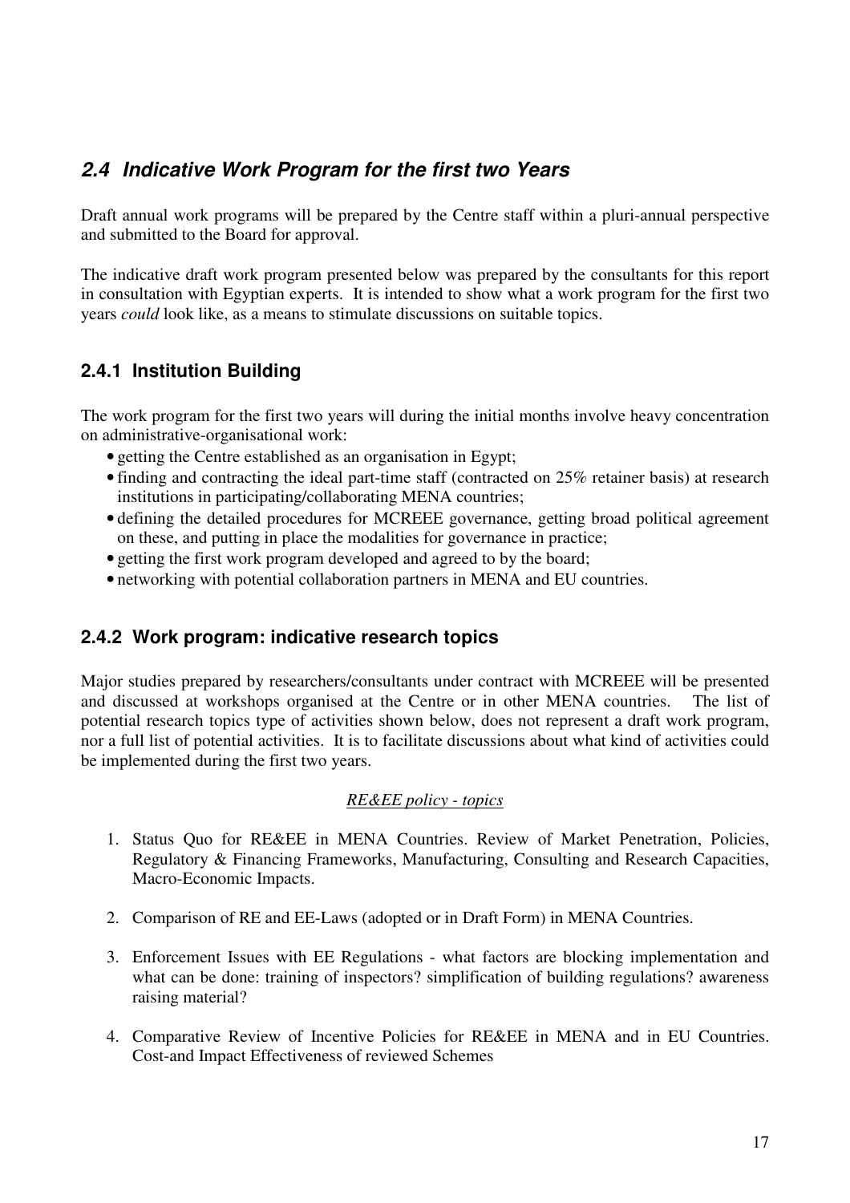## *2.4 Indicative Work Program for the first two Years*

Draft annual work programs will be prepared by the Centre staff within a pluri-annual perspective and submitted to the Board for approval.

The indicative draft work program presented below was prepared by the consultants for this report in consultation with Egyptian experts. It is intended to show what a work program for the first two years *could* look like, as a means to stimulate discussions on suitable topics.

### 2.4.1 Institution Building

The work program for the first two years will during the initial months involve heavy concentration on administrative-organisational work:

- getting the Centre established as an organisation in Egypt;
- finding and contracting the ideal part-time staff (contracted on 25% retainer basis) at research institutions in participating/collaborating MENA countries;
- defining the detailed procedures for MCREEE governance, getting broad political agreement on these, and putting in place the modalities for governance in practice;
- getting the first work program developed and agreed to by the board;
- networking with potential collaboration partners in MENA and EU countries.

### 2.4.2 Work program: indicative research topics

Major studies prepared by researchers/consultants under contract with MCREEE will be presented and discussed at workshops organised at the Centre or in other MENA countries. The list of potential research topics type of activities shown below, does not represent a draft work program, nor a full list of potential activities. It is to facilitate discussions about what kind of activities could be implemented during the first two years.

*RE&EE policy - topics*

1. Status Quo for RE&EE in MENA Countries. Review of Market Penetration, Policies, Regulatory & Financing Frameworks, Manufacturing, Consulting and Research Capacities, Macro-Economic Impacts.

2. Comparison of RE and EE-Laws (adopted or in Draft Form) in MENA Countries.

3. Enforcement Issues with EE Regulations - what factors are blocking implementation and what can be done: training of inspectors? simplification of building regulations? awareness raising material?

4. Comparative Review of Incentive Policies for RE&EE in MENA and in EU Countries. Cost-and Impact Effectiveness of reviewed Schemes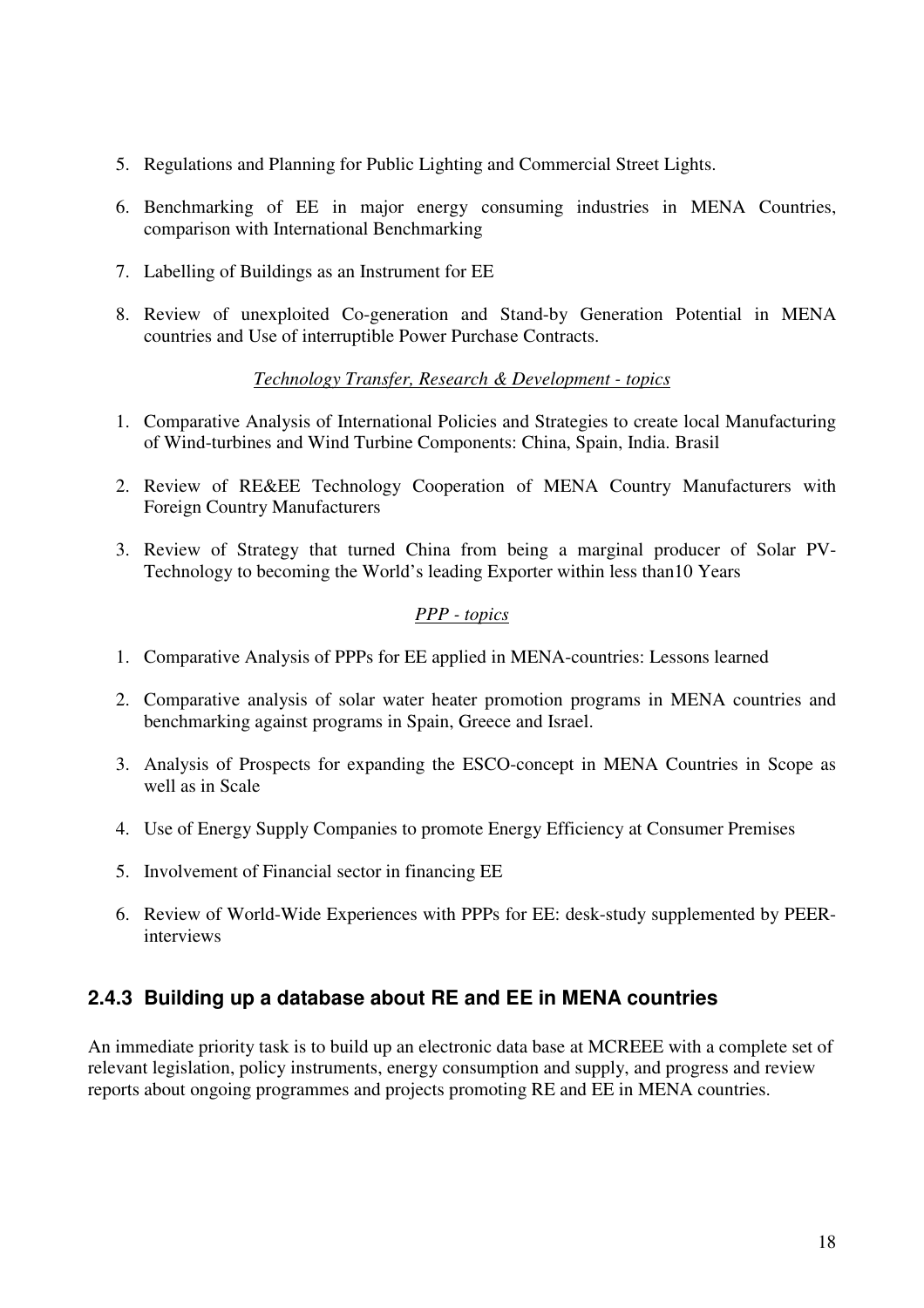5. Regulations and Planning for Public Lighting and Commercial Street Lights.

6. Benchmarking of EE in major energy consuming industries in MENA Countries, comparison with International Benchmarking

7. Labelling of Buildings as an Instrument for EE

8. Review of unexploited Co-generation and Stand-by Generation Potential in MENA countries and Use of interruptible Power Purchase Contracts.

*Technology Transfer, Research & Development - topics*

1. Comparative Analysis of International Policies and Strategies to create local Manufacturing of Wind-turbines and Wind Turbine Components: China, Spain, India. Brasil

2. Review of RE&EE Technology Cooperation of MENA Country Manufacturers with Foreign Country Manufacturers

3. Review of Strategy that turned China from being a marginal producer of Solar PV-Technology to becoming the World's leading Exporter within less than10 Years

*PPP - topics*

1. Comparative Analysis of PPPs for EE applied in MENA-countries: Lessons learned

2. Comparative analysis of solar water heater promotion programs in MENA countries and benchmarking against programs in Spain, Greece and Israel.

3. Analysis of Prospects for expanding the ESCO-concept in MENA Countries in Scope as well as in Scale

4. Use of Energy Supply Companies to promote Energy Efficiency at Consumer Premises

5. Involvement of Financial sector in financing EE

6. Review of World-Wide Experiences with PPPs for EE: desk-study supplemented by PEER-interviews

### 2.4.3 Building up a database about RE and EE in MENA countries

An immediate priority task is to build up an electronic data base at MCREEE with a complete set of relevant legislation, policy instruments, energy consumption and supply, and progress and review reports about ongoing programmes and projects promoting RE and EE in MENA countries.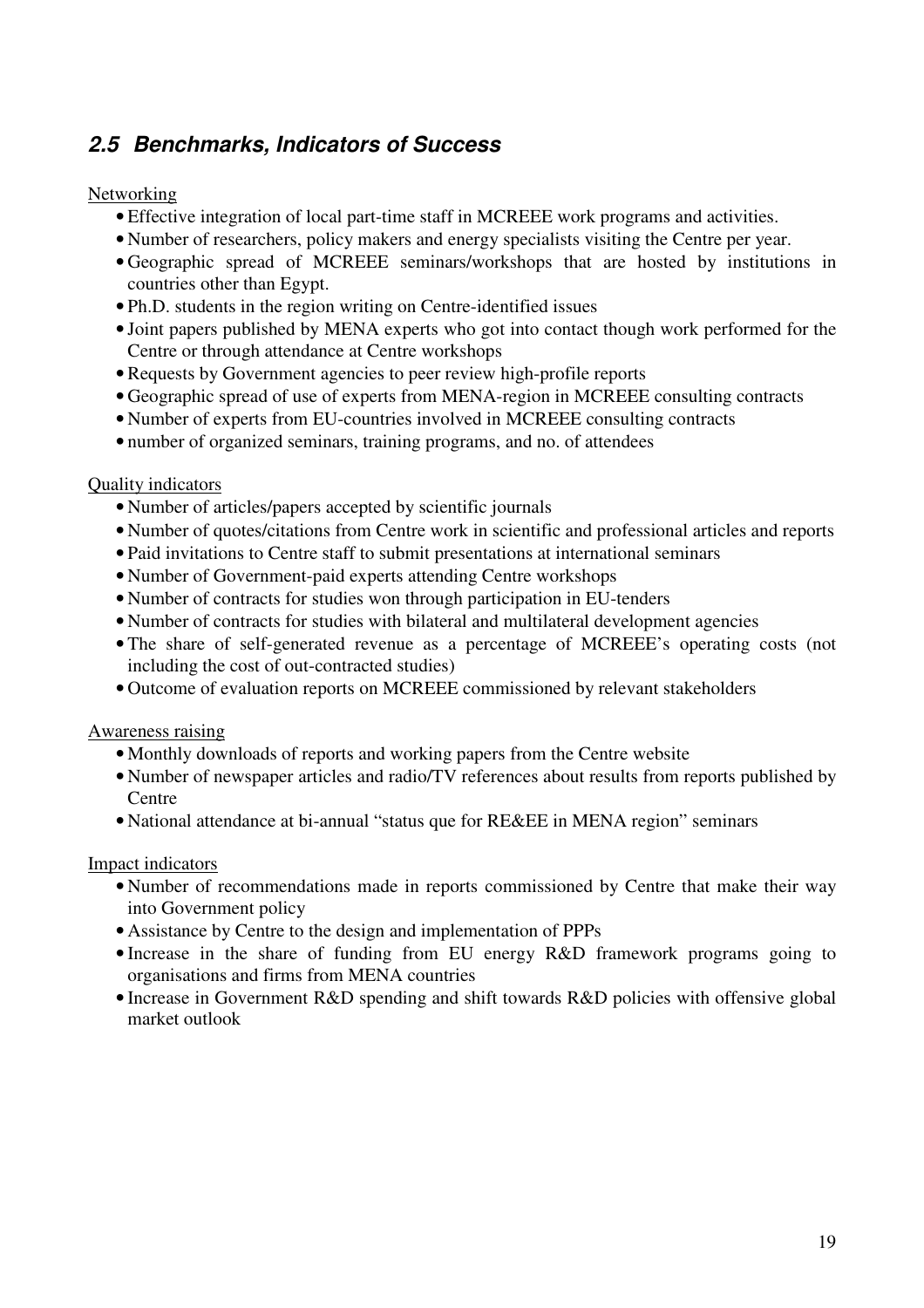## 2.5 Benchmarks, Indicators of Success

Networking

- Effective integration of local part-time staff in MCREEE work programs and activities.
- Number of researchers, policy makers and energy specialists visiting the Centre per year.
- Geographic spread of MCREEE seminars/workshops that are hosted by institutions in countries other than Egypt.
- Ph.D. students in the region writing on Centre-identified issues
- Joint papers published by MENA experts who got into contact though work performed for the Centre or through attendance at Centre workshops
- Requests by Government agencies to peer review high-profile reports
- Geographic spread of use of experts from MENA-region in MCREEE consulting contracts
- Number of experts from EU-countries involved in MCREEE consulting contracts
- number of organized seminars, training programs, and no. of attendees

Quality indicators

- Number of articles/papers accepted by scientific journals
- Number of quotes/citations from Centre work in scientific and professional articles and reports
- Paid invitations to Centre staff to submit presentations at international seminars
- Number of Government-paid experts attending Centre workshops
- Number of contracts for studies won through participation in EU-tenders
- Number of contracts for studies with bilateral and multilateral development agencies
- The share of self-generated revenue as a percentage of MCREEE's operating costs (not including the cost of out-contracted studies)
- Outcome of evaluation reports on MCREEE commissioned by relevant stakeholders

Awareness raising

- Monthly downloads of reports and working papers from the Centre website
- Number of newspaper articles and radio/TV references about results from reports published by Centre
- National attendance at bi-annual "status que for RE&EE in MENA region" seminars

Impact indicators

- Number of recommendations made in reports commissioned by Centre that make their way into Government policy
- Assistance by Centre to the design and implementation of PPPs
- Increase in the share of funding from EU energy R&D framework programs going to organisations and firms from MENA countries
- Increase in Government R&D spending and shift towards R&D policies with offensive global market outlook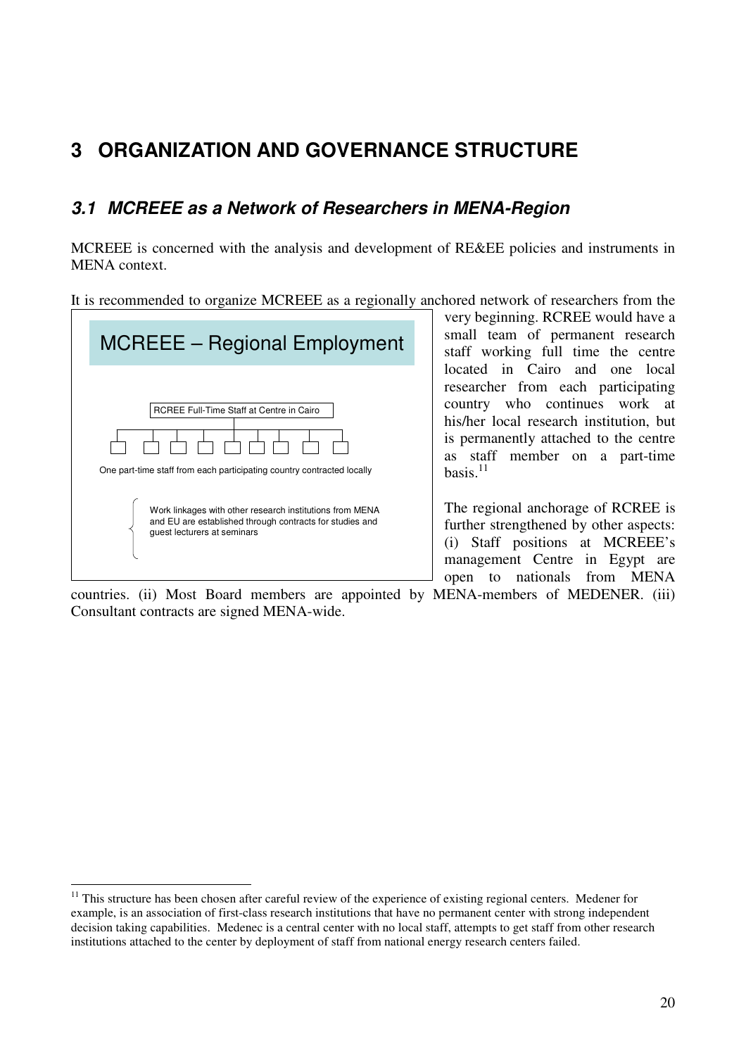# 3 ORGANIZATION AND GOVERNANCE STRUCTURE

## 3.1 *MCREEE as a Network of Researchers in MENA-Region*

MCREEE is concerned with the analysis and development of RE&EE policies and instruments in MENA context.

It is recommended to organize MCREEE as a regionally anchored network of researchers from the very beginning. RCREE would have a small team of permanent research staff working full time the centre located in Cairo and one local researcher from each participating country who continues work at his/her local research institution, but is permanently attached to the centre as staff member on a part-time basis.[11]

MCREEE – Regional Employment

RCREE Full-Time Staff at Centre in Cairo

One part-time staff from each participating country contracted locally

Work linkages with other research institutions from MENA and EU are established through contracts for studies and guest lecturers at seminars

The regional anchorage of RCREE is further strengthened by other aspects: (i) Staff positions at MCREEE's management Centre in Egypt are open to nationals from MENA countries. (ii) Most Board members are appointed by MENA-members of MEDENER. (iii) Consultant contracts are signed MENA-wide.

---

[11] This structure has been chosen after careful review of the experience of existing regional centers. Medener for example, is an association of first-class research institutions that have no permanent center with strong independent decision taking capabilities. Medenec is a central center with no local staff, attempts to get staff from other research institutions attached to the center by deployment of staff from national energy research centers failed.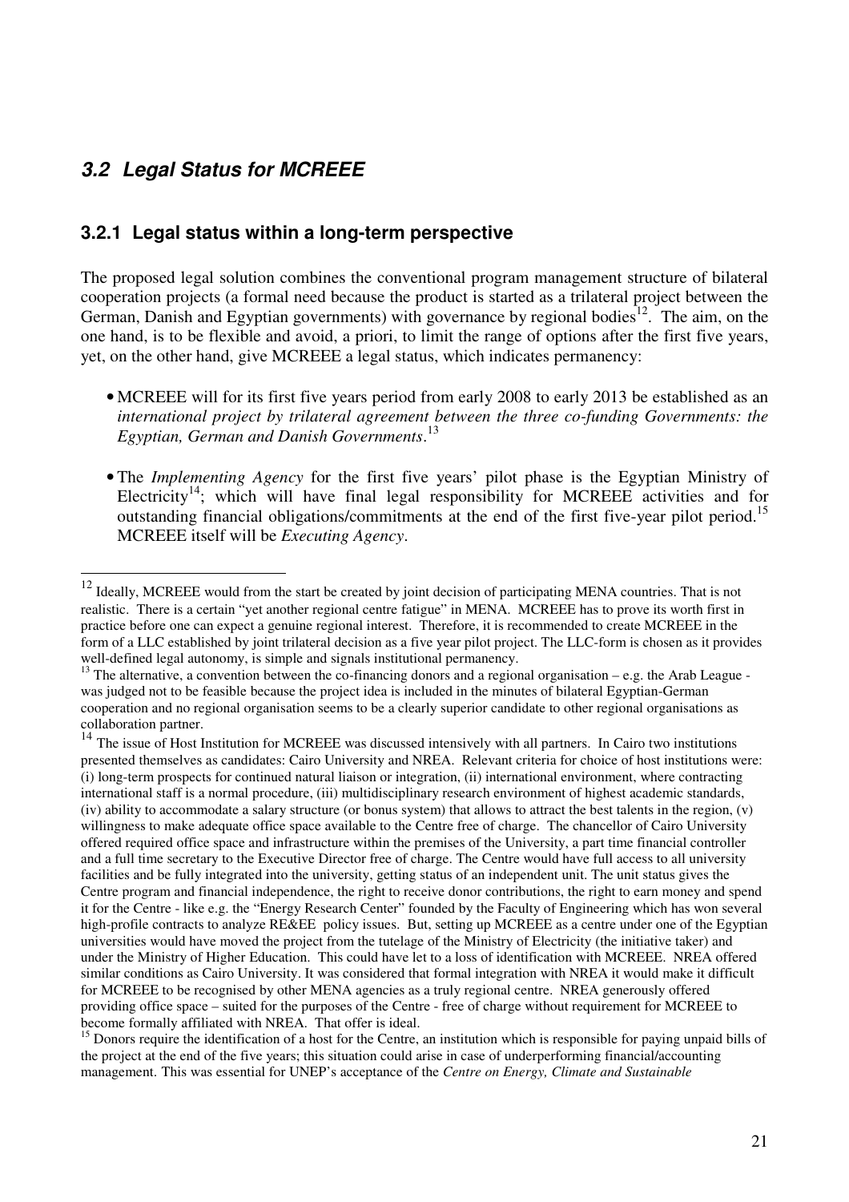## *3.2 Legal Status for MCREEE*

### 3.2.1 Legal status within a long-term perspective

The proposed legal solution combines the conventional program management structure of bilateral cooperation projects (a formal need because the product is started as a trilateral project between the German, Danish and Egyptian governments) with governance by regional bodies[12]. The aim, on the one hand, is to be flexible and avoid, a priori, to limit the range of options after the first five years, yet, on the other hand, give MCREEE a legal status, which indicates permanency:

- MCREEE will for its first five years period from early 2008 to early 2013 be established as an *international project by trilateral agreement between the three co-funding Governments: the Egyptian, German and Danish Governments*.[13]
- The *Implementing Agency* for the first five years' pilot phase is the Egyptian Ministry of Electricity[14]; which will have final legal responsibility for MCREEE activities and for outstanding financial obligations/commitments at the end of the first five-year pilot period.[15] MCREEE itself will be *Executing Agency*.

---

[12] Ideally, MCREEE would from the start be created by joint decision of participating MENA countries. That is not realistic. There is a certain "yet another regional centre fatigue" in MENA. MCREEE has to prove its worth first in practice before one can expect a genuine regional interest. Therefore, it is recommended to create MCREEE in the form of a LLC established by joint trilateral decision as a five year pilot project. The LLC-form is chosen as it provides well-defined legal autonomy, is simple and signals institutional permanency.

[13] The alternative, a convention between the co-financing donors and a regional organisation – e.g. the Arab League - was judged not to be feasible because the project idea is included in the minutes of bilateral Egyptian-German cooperation and no regional organisation seems to be a clearly superior candidate to other regional organisations as collaboration partner.

[14] The issue of Host Institution for MCREEE was discussed intensively with all partners. In Cairo two institutions presented themselves as candidates: Cairo University and NREA. Relevant criteria for choice of host institutions were: (i) long-term prospects for continued natural liaison or integration, (ii) international environment, where contracting international staff is a normal procedure, (iii) multidisciplinary research environment of highest academic standards, (iv) ability to accommodate a salary structure (or bonus system) that allows to attract the best talents in the region, (v) willingness to make adequate office space available to the Centre free of charge. The chancellor of Cairo University offered required office space and infrastructure within the premises of the University, a part time financial controller and a full time secretary to the Executive Director free of charge. The Centre would have full access to all university facilities and be fully integrated into the university, getting status of an independent unit. The unit status gives the Centre program and financial independence, the right to receive donor contributions, the right to earn money and spend it for the Centre - like e.g. the "Energy Research Center" founded by the Faculty of Engineering which has won several high-profile contracts to analyze RE&EE policy issues. But, setting up MCREEE as a centre under one of the Egyptian universities would have moved the project from the tutelage of the Ministry of Electricity (the initiative taker) and under the Ministry of Higher Education. This could have let to a loss of identification with MCREEE. NREA offered similar conditions as Cairo University. It was considered that formal integration with NREA it would make it difficult for MCREEE to be recognised by other MENA agencies as a truly regional centre. NREA generously offered providing office space – suited for the purposes of the Centre - free of charge without requirement for MCREEE to become formally affiliated with NREA. That offer is ideal.

[15] Donors require the identification of a host for the Centre, an institution which is responsible for paying unpaid bills of the project at the end of the five years; this situation could arise in case of underperforming financial/accounting management. This was essential for UNEP's acceptance of the *Centre on Energy, Climate and Sustainable*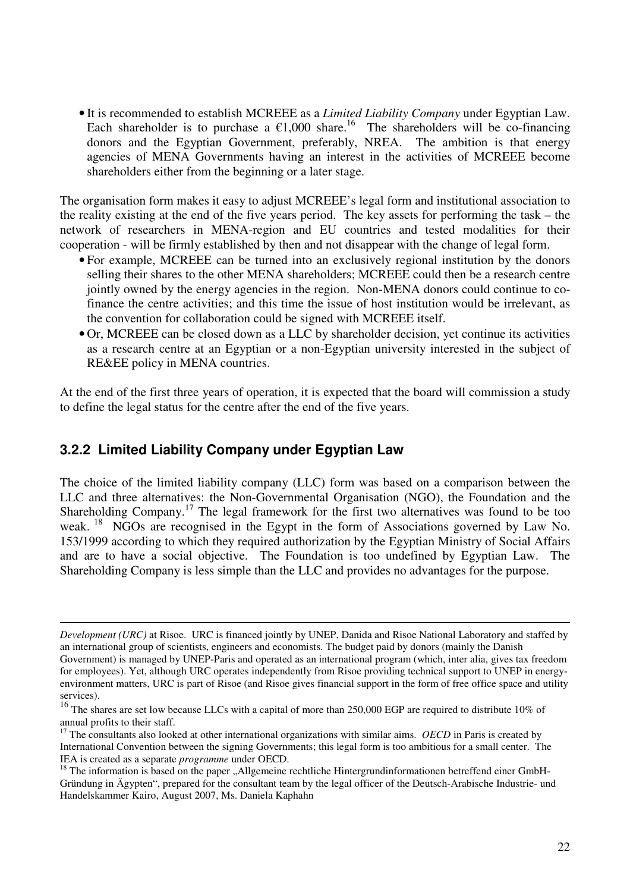- It is recommended to establish MCREEE as a *Limited Liability Company* under Egyptian Law. Each shareholder is to purchase a €1,000 share.[16] The shareholders will be co-financing donors and the Egyptian Government, preferably, NREA. The ambition is that energy agencies of MENA Governments having an interest in the activities of MCREEE become shareholders either from the beginning or a later stage.

The organisation form makes it easy to adjust MCREEE's legal form and institutional association to the reality existing at the end of the five years period. The key assets for performing the task – the network of researchers in MENA-region and EU countries and tested modalities for their cooperation - will be firmly established by then and not disappear with the change of legal form.

- For example, MCREEE can be turned into an exclusively regional institution by the donors selling their shares to the other MENA shareholders; MCREEE could then be a research centre jointly owned by the energy agencies in the region. Non-MENA donors could continue to co-finance the centre activities; and this time the issue of host institution would be irrelevant, as the convention for collaboration could be signed with MCREEE itself.
- Or, MCREEE can be closed down as a LLC by shareholder decision, yet continue its activities as a research centre at an Egyptian or a non-Egyptian university interested in the subject of RE&EE policy in MENA countries.

At the end of the first three years of operation, it is expected that the board will commission a study to define the legal status for the centre after the end of the five years.

### 3.2.2 Limited Liability Company under Egyptian Law

The choice of the limited liability company (LLC) form was based on a comparison between the LLC and three alternatives: the Non-Governmental Organisation (NGO), the Foundation and the Shareholding Company.[17] The legal framework for the first two alternatives was found to be too weak. [18] NGOs are recognised in the Egypt in the form of Associations governed by Law No. 153/1999 according to which they required authorization by the Egyptian Ministry of Social Affairs and are to have a social objective. The Foundation is too undefined by Egyptian Law. The Shareholding Company is less simple than the LLC and provides no advantages for the purpose.

---

*Development (URC)* at Risoe. URC is financed jointly by UNEP, Danida and Risoe National Laboratory and staffed by an international group of scientists, engineers and economists. The budget paid by donors (mainly the Danish Government) is managed by UNEP-Paris and operated as an international program (which, inter alia, gives tax freedom for employees). Yet, although URC operates independently from Risoe providing technical support to UNEP in energy-environment matters, URC is part of Risoe (and Risoe gives financial support in the form of free office space and utility services).

[16] The shares are set low because LLCs with a capital of more than 250,000 EGP are required to distribute 10% of annual profits to their staff.

[17] The consultants also looked at other international organizations with similar aims. *OECD* in Paris is created by International Convention between the signing Governments; this legal form is too ambitious for a small center. The IEA is created as a separate *programme* under OECD.

[18] The information is based on the paper „Allgemeine rechtliche Hintergrundinformationen betreffend einer GmbH-Gründung in Ägypten", prepared for the consultant team by the legal officer of the Deutsch-Arabische Industrie- und Handelskammer Kairo, August 2007, Ms. Daniela Kaphahn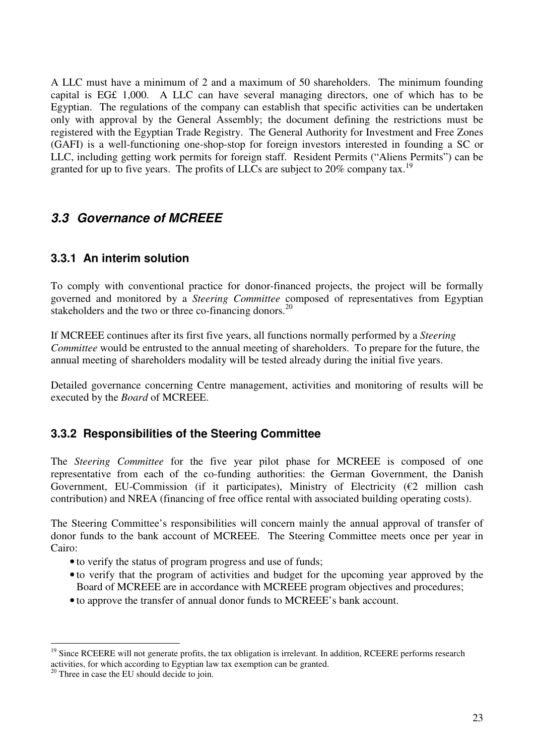A LLC must have a minimum of 2 and a maximum of 50 shareholders. The minimum founding capital is EG£ 1,000. A LLC can have several managing directors, one of which has to be Egyptian. The regulations of the company can establish that specific activities can be undertaken only with approval by the General Assembly; the document defining the restrictions must be registered with the Egyptian Trade Registry. The General Authority for Investment and Free Zones (GAFI) is a well-functioning one-shop-stop for foreign investors interested in founding a SC or LLC, including getting work permits for foreign staff. Resident Permits ("Aliens Permits") can be granted for up to five years. The profits of LLCs are subject to 20% company tax.[19]

## *3.3 Governance of MCREEE*

### 3.3.1 An interim solution

To comply with conventional practice for donor-financed projects, the project will be formally governed and monitored by a *Steering Committee* composed of representatives from Egyptian stakeholders and the two or three co-financing donors.[20]

If MCREEE continues after its first five years, all functions normally performed by a *Steering Committee* would be entrusted to the annual meeting of shareholders. To prepare for the future, the annual meeting of shareholders modality will be tested already during the initial five years.

Detailed governance concerning Centre management, activities and monitoring of results will be executed by the *Board* of MCREEE.

### 3.3.2 Responsibilities of the Steering Committee

The *Steering Committee* for the five year pilot phase for MCREEE is composed of one representative from each of the co-funding authorities: the German Government, the Danish Government, EU-Commission (if it participates), Ministry of Electricity (€2 million cash contribution) and NREA (financing of free office rental with associated building operating costs).

The Steering Committee's responsibilities will concern mainly the annual approval of transfer of donor funds to the bank account of MCREEE. The Steering Committee meets once per year in Cairo:

- to verify the status of program progress and use of funds;
- to verify that the program of activities and budget for the upcoming year approved by the Board of MCREEE are in accordance with MCREEE program objectives and procedures;
- to approve the transfer of annual donor funds to MCREEE's bank account.

---

[19] Since RCEERE will not generate profits, the tax obligation is irrelevant. In addition, RCEERE performs research activities, for which according to Egyptian law tax exemption can be granted.

[20] Three in case the EU should decide to join.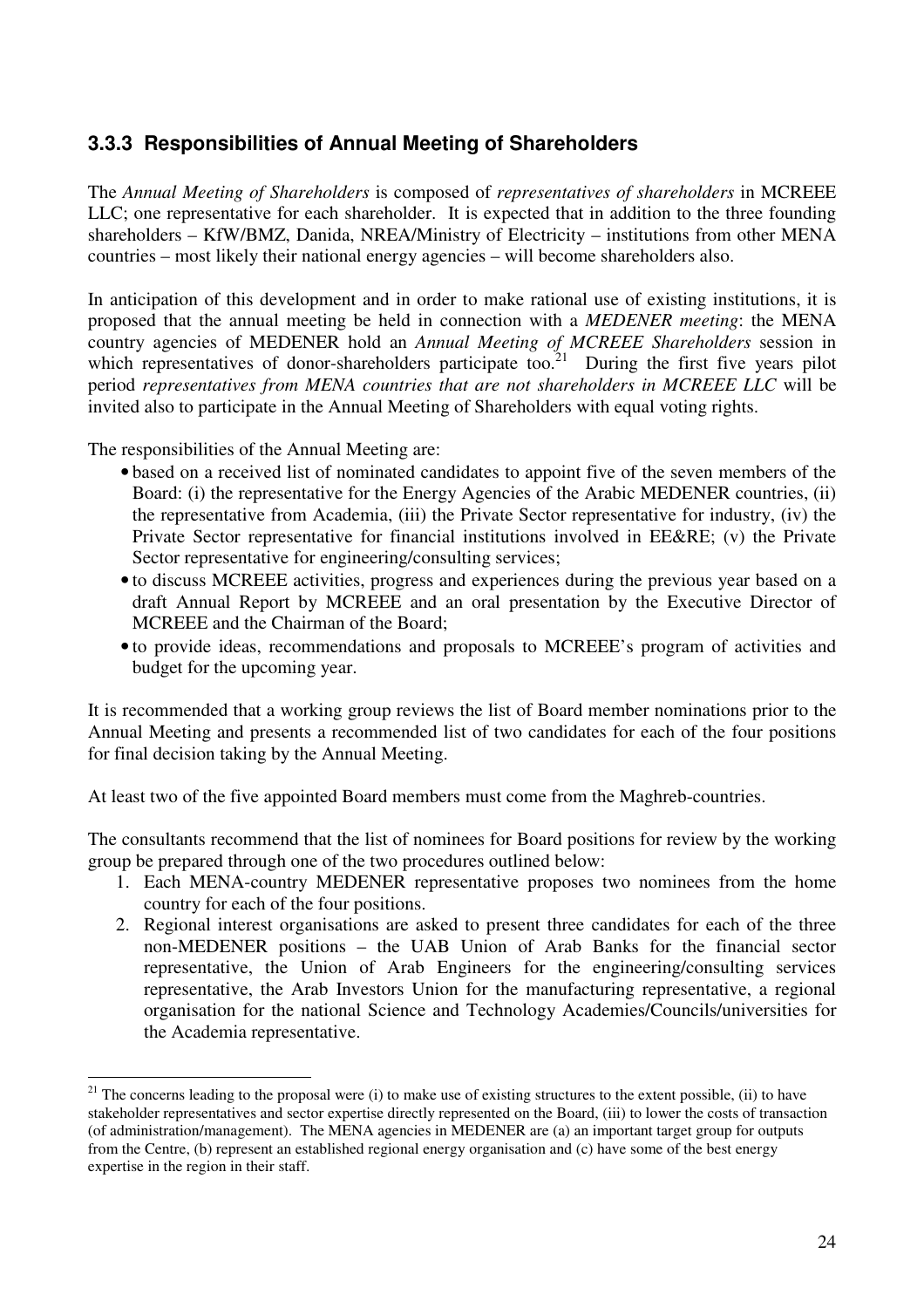### 3.3.3 Responsibilities of Annual Meeting of Shareholders

The *Annual Meeting of Shareholders* is composed of *representatives of shareholders* in MCREEE LLC; one representative for each shareholder. It is expected that in addition to the three founding shareholders – KfW/BMZ, Danida, NREA/Ministry of Electricity – institutions from other MENA countries – most likely their national energy agencies – will become shareholders also.

In anticipation of this development and in order to make rational use of existing institutions, it is proposed that the annual meeting be held in connection with a *MEDENER meeting*: the MENA country agencies of MEDENER hold an *Annual Meeting of MCREEE Shareholders* session in which representatives of donor-shareholders participate too.[21] During the first five years pilot period *representatives from MENA countries that are not shareholders in MCREEE LLC* will be invited also to participate in the Annual Meeting of Shareholders with equal voting rights.

The responsibilities of the Annual Meeting are:

- based on a received list of nominated candidates to appoint five of the seven members of the Board: (i) the representative for the Energy Agencies of the Arabic MEDENER countries, (ii) the representative from Academia, (iii) the Private Sector representative for industry, (iv) the Private Sector representative for financial institutions involved in EE&RE; (v) the Private Sector representative for engineering/consulting services;
- to discuss MCREEE activities, progress and experiences during the previous year based on a draft Annual Report by MCREEE and an oral presentation by the Executive Director of MCREEE and the Chairman of the Board;
- to provide ideas, recommendations and proposals to MCREEE's program of activities and budget for the upcoming year.

It is recommended that a working group reviews the list of Board member nominations prior to the Annual Meeting and presents a recommended list of two candidates for each of the four positions for final decision taking by the Annual Meeting.

At least two of the five appointed Board members must come from the Maghreb-countries.

The consultants recommend that the list of nominees for Board positions for review by the working group be prepared through one of the two procedures outlined below:

1. Each MENA-country MEDENER representative proposes two nominees from the home country for each of the four positions.
2. Regional interest organisations are asked to present three candidates for each of the three non-MEDENER positions – the UAB Union of Arab Banks for the financial sector representative, the Union of Arab Engineers for the engineering/consulting services representative, the Arab Investors Union for the manufacturing representative, a regional organisation for the national Science and Technology Academies/Councils/universities for the Academia representative.

---

[21] The concerns leading to the proposal were (i) to make use of existing structures to the extent possible, (ii) to have stakeholder representatives and sector expertise directly represented on the Board, (iii) to lower the costs of transaction (of administration/management). The MENA agencies in MEDENER are (a) an important target group for outputs from the Centre, (b) represent an established regional energy organisation and (c) have some of the best energy expertise in the region in their staff.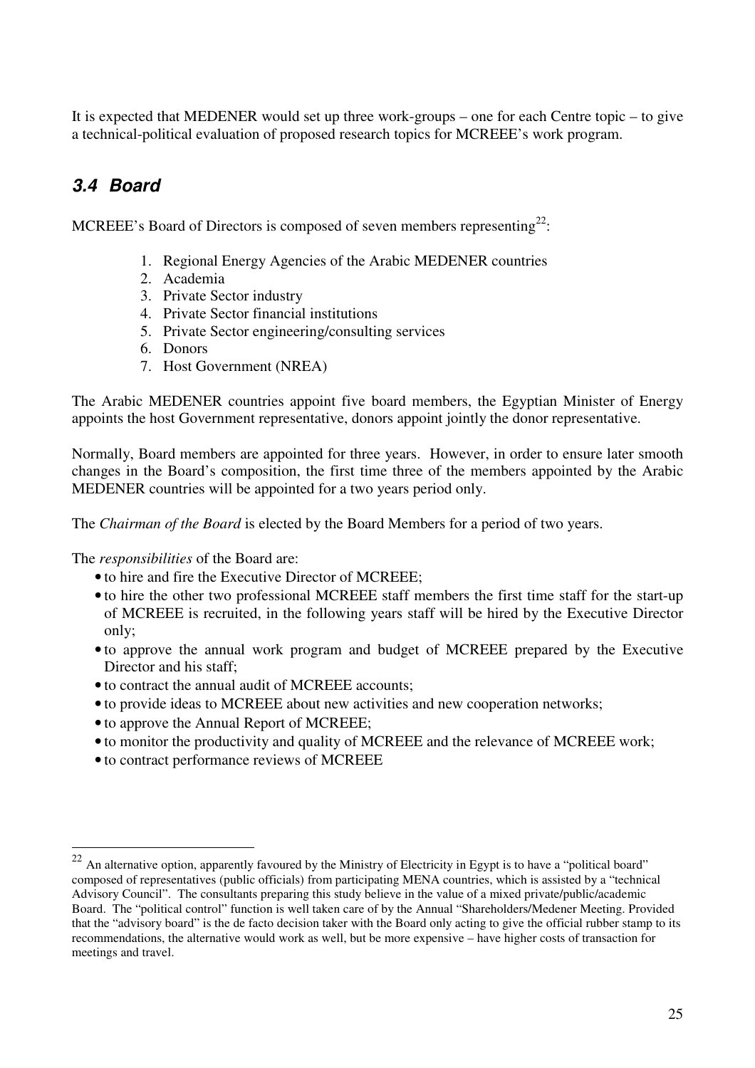It is expected that MEDENER would set up three work-groups – one for each Centre topic – to give a technical-political evaluation of proposed research topics for MCREEE's work program.

## *3.4 Board*

MCREEE's Board of Directors is composed of seven members representing[22]:

1. Regional Energy Agencies of the Arabic MEDENER countries
2. Academia
3. Private Sector industry
4. Private Sector financial institutions
5. Private Sector engineering/consulting services
6. Donors
7. Host Government (NREA)

The Arabic MEDENER countries appoint five board members, the Egyptian Minister of Energy appoints the host Government representative, donors appoint jointly the donor representative.

Normally, Board members are appointed for three years. However, in order to ensure later smooth changes in the Board's composition, the first time three of the members appointed by the Arabic MEDENER countries will be appointed for a two years period only.

The *Chairman of the Board* is elected by the Board Members for a period of two years.

The *responsibilities* of the Board are:

- to hire and fire the Executive Director of MCREEE;
- to hire the other two professional MCREEE staff members the first time staff for the start-up of MCREEE is recruited, in the following years staff will be hired by the Executive Director only;
- to approve the annual work program and budget of MCREEE prepared by the Executive Director and his staff;
- to contract the annual audit of MCREEE accounts;
- to provide ideas to MCREEE about new activities and new cooperation networks;
- to approve the Annual Report of MCREEE;
- to monitor the productivity and quality of MCREEE and the relevance of MCREEE work;
- to contract performance reviews of MCREEE

---

[22] An alternative option, apparently favoured by the Ministry of Electricity in Egypt is to have a "political board" composed of representatives (public officials) from participating MENA countries, which is assisted by a "technical Advisory Council". The consultants preparing this study believe in the value of a mixed private/public/academic Board. The "political control" function is well taken care of by the Annual "Shareholders/Medener Meeting. Provided that the "advisory board" is the de facto decision taker with the Board only acting to give the official rubber stamp to its recommendations, the alternative would work as well, but be more expensive – have higher costs of transaction for meetings and travel.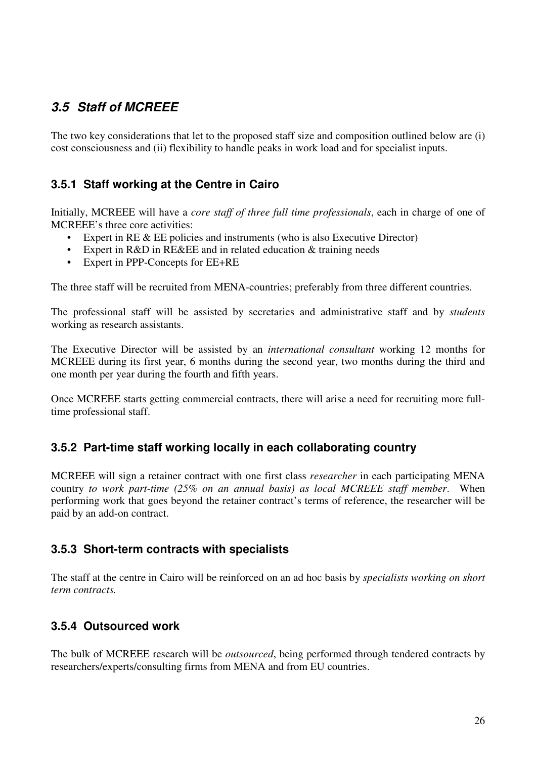## *3.5 Staff of MCREEE*

The two key considerations that let to the proposed staff size and composition outlined below are (i) cost consciousness and (ii) flexibility to handle peaks in work load and for specialist inputs.

### 3.5.1 Staff working at the Centre in Cairo

Initially, MCREEE will have a *core staff of three full time professionals*, each in charge of one of MCREEE's three core activities:

- Expert in RE & EE policies and instruments (who is also Executive Director)
- Expert in R&D in RE&EE and in related education & training needs
- Expert in PPP-Concepts for EE+RE

The three staff will be recruited from MENA-countries; preferably from three different countries.

The professional staff will be assisted by secretaries and administrative staff and by *students* working as research assistants.

The Executive Director will be assisted by an *international consultant* working 12 months for MCREEE during its first year, 6 months during the second year, two months during the third and one month per year during the fourth and fifth years.

Once MCREEE starts getting commercial contracts, there will arise a need for recruiting more full-time professional staff.

### 3.5.2 Part-time staff working locally in each collaborating country

MCREEE will sign a retainer contract with one first class *researcher* in each participating MENA country *to work part-time (25% on an annual basis) as local MCREEE staff member*. When performing work that goes beyond the retainer contract's terms of reference, the researcher will be paid by an add-on contract.

### 3.5.3 Short-term contracts with specialists

The staff at the centre in Cairo will be reinforced on an ad hoc basis by *specialists working on short term contracts.*

### 3.5.4 Outsourced work

The bulk of MCREEE research will be *outsourced*, being performed through tendered contracts by researchers/experts/consulting firms from MENA and from EU countries.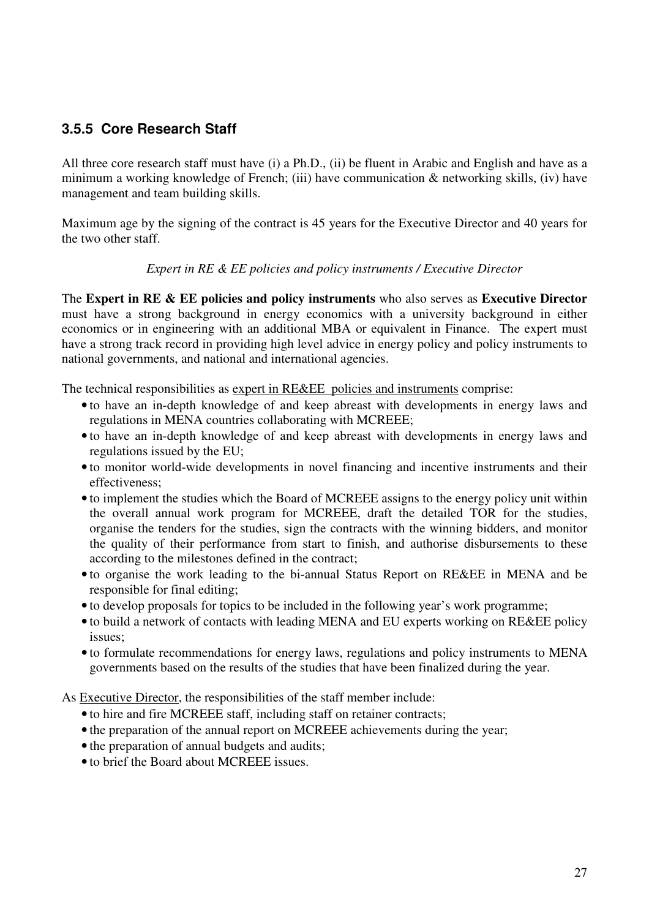### 3.5.5 Core Research Staff

All three core research staff must have (i) a Ph.D., (ii) be fluent in Arabic and English and have as a minimum a working knowledge of French; (iii) have communication & networking skills, (iv) have management and team building skills.

Maximum age by the signing of the contract is 45 years for the Executive Director and 40 years for the two other staff.

*Expert in RE & EE policies and policy instruments / Executive Director*

The **Expert in RE & EE policies and policy instruments** who also serves as **Executive Director** must have a strong background in energy economics with a university background in either economics or in engineering with an additional MBA or equivalent in Finance. The expert must have a strong track record in providing high level advice in energy policy and policy instruments to national governments, and national and international agencies.

The technical responsibilities as expert in RE&EE policies and instruments comprise:

- to have an in-depth knowledge of and keep abreast with developments in energy laws and regulations in MENA countries collaborating with MCREEE;
- to have an in-depth knowledge of and keep abreast with developments in energy laws and regulations issued by the EU;
- to monitor world-wide developments in novel financing and incentive instruments and their effectiveness;
- to implement the studies which the Board of MCREEE assigns to the energy policy unit within the overall annual work program for MCREEE, draft the detailed TOR for the studies, organise the tenders for the studies, sign the contracts with the winning bidders, and monitor the quality of their performance from start to finish, and authorise disbursements to these according to the milestones defined in the contract;
- to organise the work leading to the bi-annual Status Report on RE&EE in MENA and be responsible for final editing;
- to develop proposals for topics to be included in the following year's work programme;
- to build a network of contacts with leading MENA and EU experts working on RE&EE policy issues;
- to formulate recommendations for energy laws, regulations and policy instruments to MENA governments based on the results of the studies that have been finalized during the year.

As Executive Director, the responsibilities of the staff member include:

- to hire and fire MCREEE staff, including staff on retainer contracts;
- the preparation of the annual report on MCREEE achievements during the year;
- the preparation of annual budgets and audits;
- to brief the Board about MCREEE issues.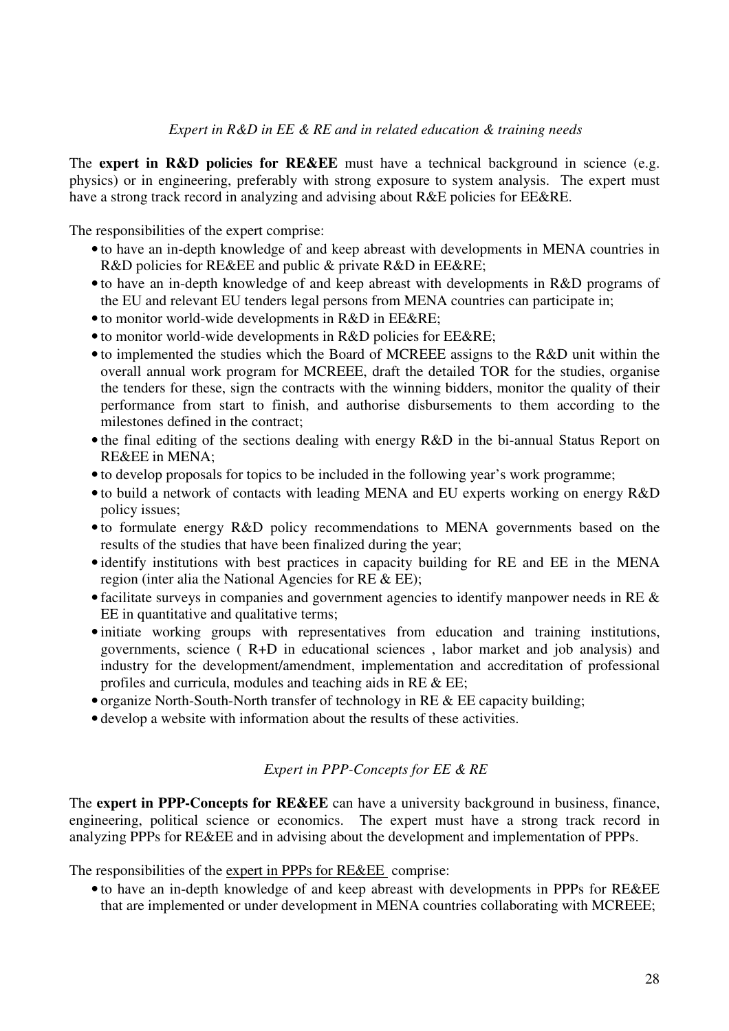*Expert in R&D in EE & RE and in related education & training needs*

The **expert in R&D policies for RE&EE** must have a technical background in science (e.g. physics) or in engineering, preferably with strong exposure to system analysis. The expert must have a strong track record in analyzing and advising about R&E policies for EE&RE.

The responsibilities of the expert comprise:

- to have an in-depth knowledge of and keep abreast with developments in MENA countries in R&D policies for RE&EE and public & private R&D in EE&RE;
- to have an in-depth knowledge of and keep abreast with developments in R&D programs of the EU and relevant EU tenders legal persons from MENA countries can participate in;
- to monitor world-wide developments in R&D in EE&RE;
- to monitor world-wide developments in R&D policies for EE&RE;
- to implemented the studies which the Board of MCREEE assigns to the R&D unit within the overall annual work program for MCREEE, draft the detailed TOR for the studies, organise the tenders for these, sign the contracts with the winning bidders, monitor the quality of their performance from start to finish, and authorise disbursements to them according to the milestones defined in the contract;
- the final editing of the sections dealing with energy R&D in the bi-annual Status Report on RE&EE in MENA;
- to develop proposals for topics to be included in the following year's work programme;
- to build a network of contacts with leading MENA and EU experts working on energy R&D policy issues;
- to formulate energy R&D policy recommendations to MENA governments based on the results of the studies that have been finalized during the year;
- identify institutions with best practices in capacity building for RE and EE in the MENA region (inter alia the National Agencies for RE & EE);
- facilitate surveys in companies and government agencies to identify manpower needs in RE & EE in quantitative and qualitative terms;
- initiate working groups with representatives from education and training institutions, governments, science ( R+D in educational sciences , labor market and job analysis) and industry for the development/amendment, implementation and accreditation of professional profiles and curricula, modules and teaching aids in RE & EE;
- organize North-South-North transfer of technology in RE & EE capacity building;
- develop a website with information about the results of these activities.

*Expert in PPP-Concepts for EE & RE*

The **expert in PPP-Concepts for RE&EE** can have a university background in business, finance, engineering, political science or economics. The expert must have a strong track record in analyzing PPPs for RE&EE and in advising about the development and implementation of PPPs.

The responsibilities of the expert in PPPs for RE&EE comprise:

- to have an in-depth knowledge of and keep abreast with developments in PPPs for RE&EE that are implemented or under development in MENA countries collaborating with MCREEE;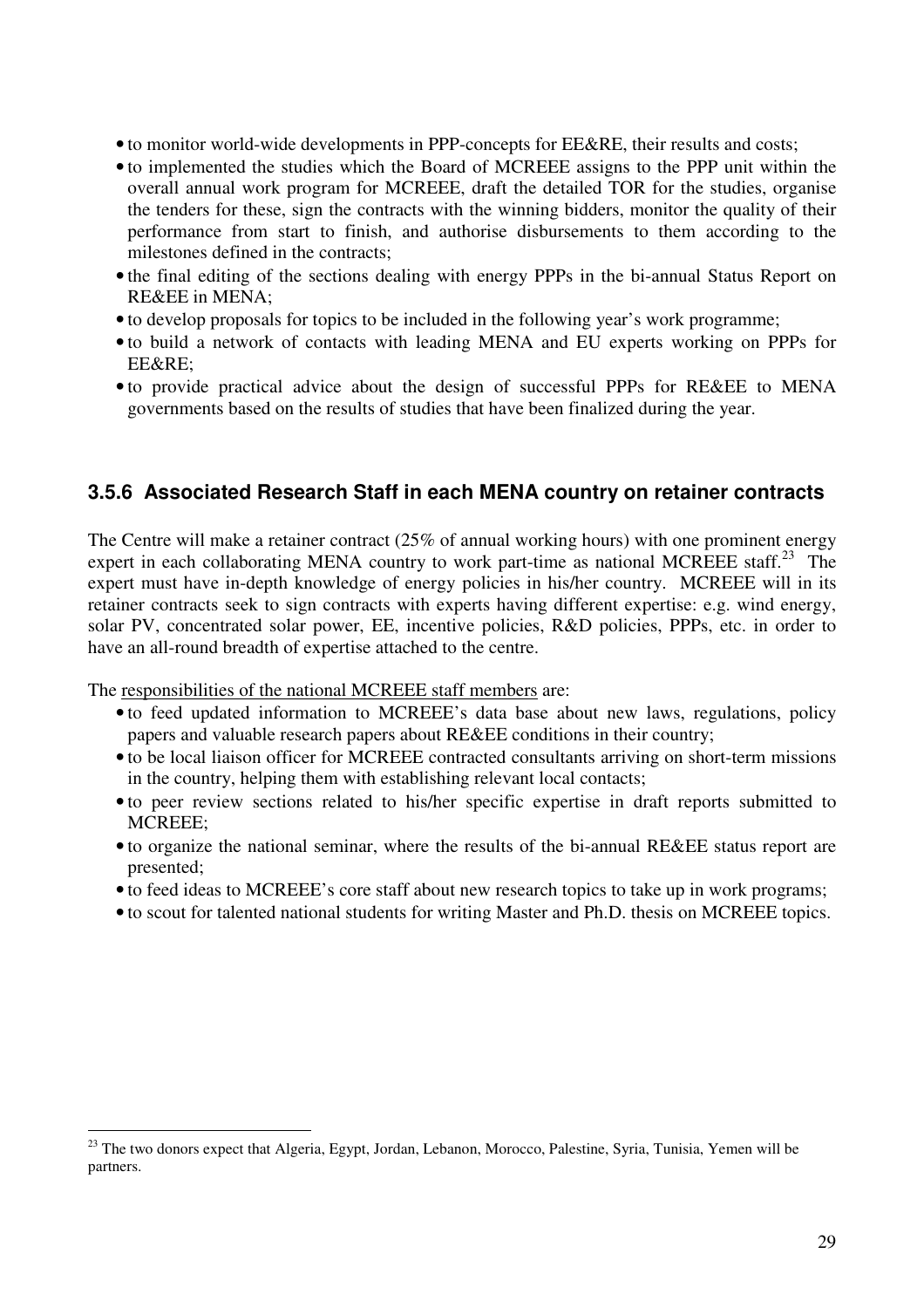- to monitor world-wide developments in PPP-concepts for EE&RE, their results and costs;
- to implemented the studies which the Board of MCREEE assigns to the PPP unit within the overall annual work program for MCREEE, draft the detailed TOR for the studies, organise the tenders for these, sign the contracts with the winning bidders, monitor the quality of their performance from start to finish, and authorise disbursements to them according to the milestones defined in the contracts;
- the final editing of the sections dealing with energy PPPs in the bi-annual Status Report on RE&EE in MENA;
- to develop proposals for topics to be included in the following year's work programme;
- to build a network of contacts with leading MENA and EU experts working on PPPs for EE&RE;
- to provide practical advice about the design of successful PPPs for RE&EE to MENA governments based on the results of studies that have been finalized during the year.

### 3.5.6 Associated Research Staff in each MENA country on retainer contracts

The Centre will make a retainer contract (25% of annual working hours) with one prominent energy expert in each collaborating MENA country to work part-time as national MCREEE staff.[23] The expert must have in-depth knowledge of energy policies in his/her country. MCREEE will in its retainer contracts seek to sign contracts with experts having different expertise: e.g. wind energy, solar PV, concentrated solar power, EE, incentive policies, R&D policies, PPPs, etc. in order to have an all-round breadth of expertise attached to the centre.

The responsibilities of the national MCREEE staff members are:

- to feed updated information to MCREEE's data base about new laws, regulations, policy papers and valuable research papers about RE&EE conditions in their country;
- to be local liaison officer for MCREEE contracted consultants arriving on short-term missions in the country, helping them with establishing relevant local contacts;
- to peer review sections related to his/her specific expertise in draft reports submitted to MCREEE;
- to organize the national seminar, where the results of the bi-annual RE&EE status report are presented;
- to feed ideas to MCREEE's core staff about new research topics to take up in work programs;
- to scout for talented national students for writing Master and Ph.D. thesis on MCREEE topics.

---

[23] The two donors expect that Algeria, Egypt, Jordan, Lebanon, Morocco, Palestine, Syria, Tunisia, Yemen will be partners.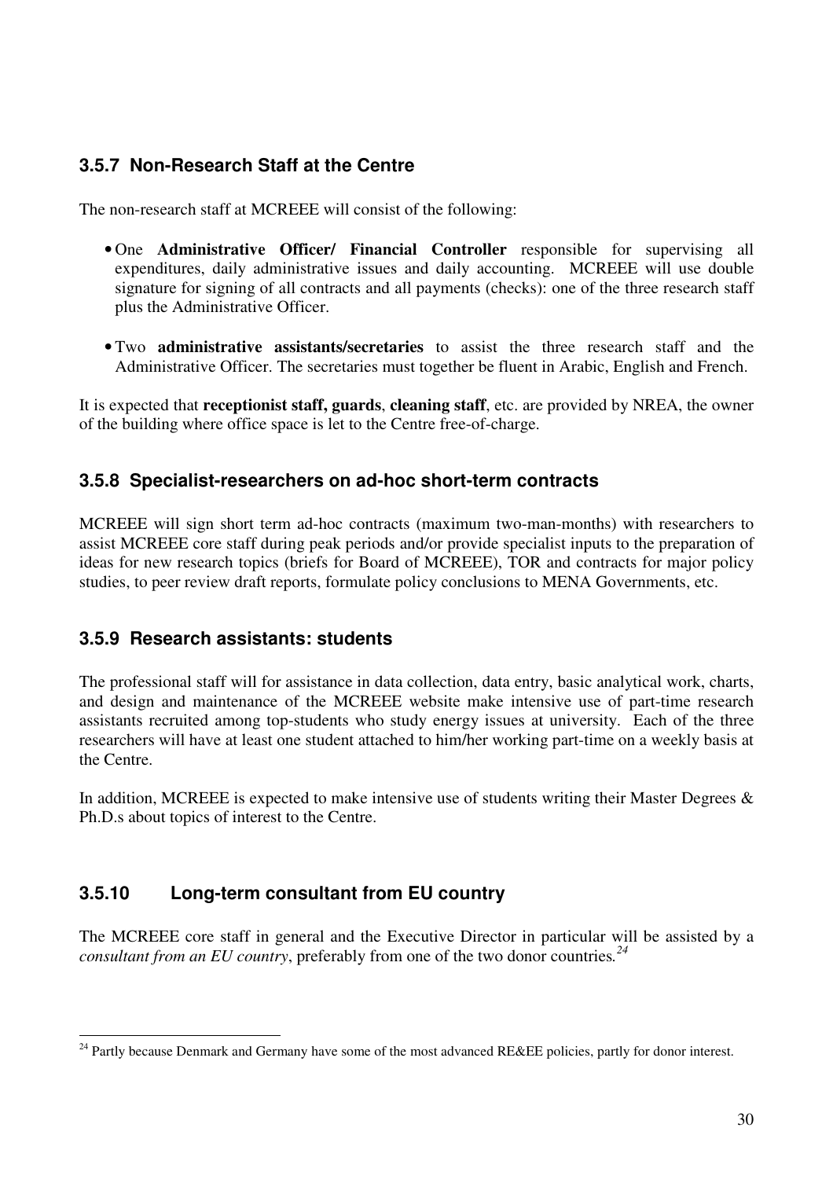### 3.5.7 Non-Research Staff at the Centre

The non-research staff at MCREEE will consist of the following:

- One **Administrative Officer/ Financial Controller** responsible for supervising all expenditures, daily administrative issues and daily accounting. MCREEE will use double signature for signing of all contracts and all payments (checks): one of the three research staff plus the Administrative Officer.
- Two **administrative assistants/secretaries** to assist the three research staff and the Administrative Officer. The secretaries must together be fluent in Arabic, English and French.

It is expected that **receptionist staff, guards**, **cleaning staff**, etc. are provided by NREA, the owner of the building where office space is let to the Centre free-of-charge.

### 3.5.8 Specialist-researchers on ad-hoc short-term contracts

MCREEE will sign short term ad-hoc contracts (maximum two-man-months) with researchers to assist MCREEE core staff during peak periods and/or provide specialist inputs to the preparation of ideas for new research topics (briefs for Board of MCREEE), TOR and contracts for major policy studies, to peer review draft reports, formulate policy conclusions to MENA Governments, etc.

### 3.5.9 Research assistants: students

The professional staff will for assistance in data collection, data entry, basic analytical work, charts, and design and maintenance of the MCREEE website make intensive use of part-time research assistants recruited among top-students who study energy issues at university. Each of the three researchers will have at least one student attached to him/her working part-time on a weekly basis at the Centre.

In addition, MCREEE is expected to make intensive use of students writing their Master Degrees & Ph.D.s about topics of interest to the Centre.

### 3.5.10 Long-term consultant from EU country

The MCREEE core staff in general and the Executive Director in particular will be assisted by a *consultant from an EU country*, preferably from one of the two donor countries.[24]

---

[24] Partly because Denmark and Germany have some of the most advanced RE&EE policies, partly for donor interest.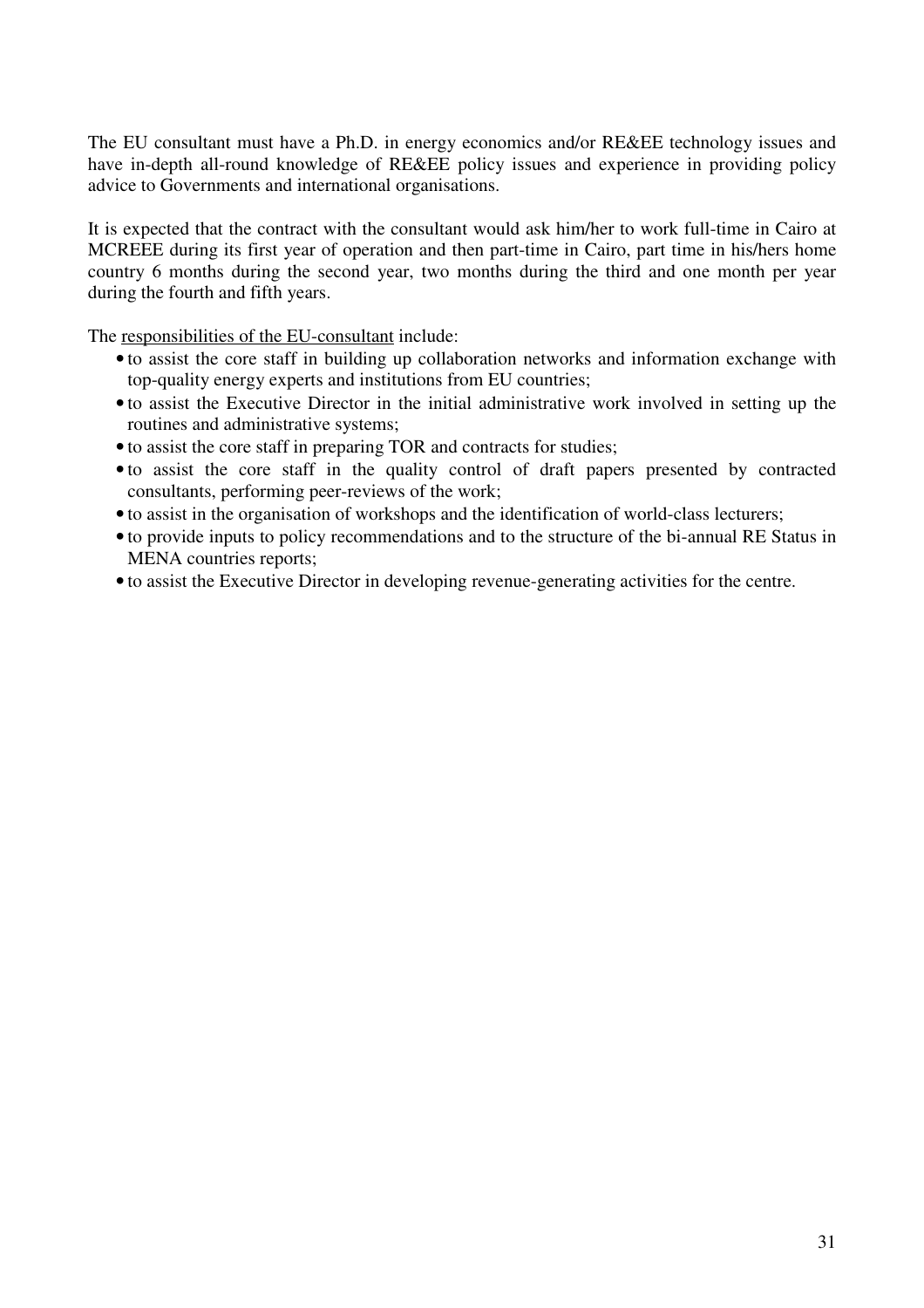The EU consultant must have a Ph.D. in energy economics and/or RE&EE technology issues and have in-depth all-round knowledge of RE&EE policy issues and experience in providing policy advice to Governments and international organisations.

It is expected that the contract with the consultant would ask him/her to work full-time in Cairo at MCREEE during its first year of operation and then part-time in Cairo, part time in his/hers home country 6 months during the second year, two months during the third and one month per year during the fourth and fifth years.

The <u>responsibilities of the EU-consultant</u> include:

- to assist the core staff in building up collaboration networks and information exchange with top-quality energy experts and institutions from EU countries;
- to assist the Executive Director in the initial administrative work involved in setting up the routines and administrative systems;
- to assist the core staff in preparing TOR and contracts for studies;
- to assist the core staff in the quality control of draft papers presented by contracted consultants, performing peer-reviews of the work;
- to assist in the organisation of workshops and the identification of world-class lecturers;
- to provide inputs to policy recommendations and to the structure of the bi-annual RE Status in MENA countries reports;
- to assist the Executive Director in developing revenue-generating activities for the centre.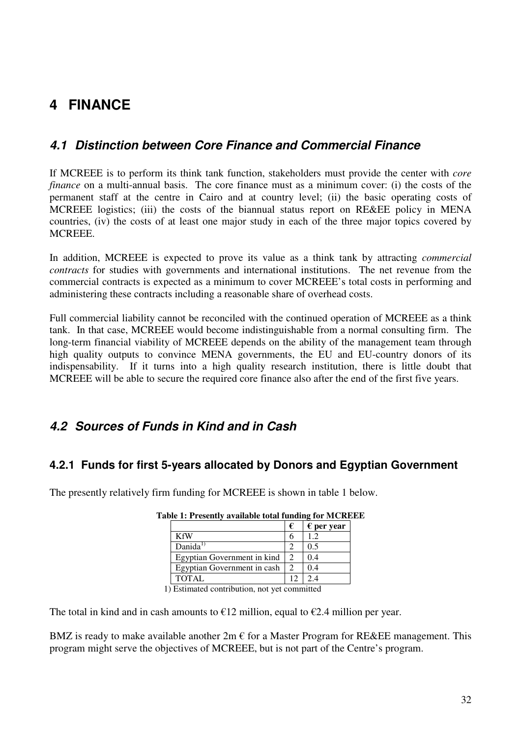# 4 FINANCE

## *4.1 Distinction between Core Finance and Commercial Finance*

If MCREEE is to perform its think tank function, stakeholders must provide the center with *core finance* on a multi-annual basis. The core finance must as a minimum cover: (i) the costs of the permanent staff at the centre in Cairo and at country level; (ii) the basic operating costs of MCREEE logistics; (iii) the costs of the biannual status report on RE&EE policy in MENA countries, (iv) the costs of at least one major study in each of the three major topics covered by MCREEE.

In addition, MCREEE is expected to prove its value as a think tank by attracting *commercial contracts* for studies with governments and international institutions. The net revenue from the commercial contracts is expected as a minimum to cover MCREEE's total costs in performing and administering these contracts including a reasonable share of overhead costs.

Full commercial liability cannot be reconciled with the continued operation of MCREEE as a think tank. In that case, MCREEE would become indistinguishable from a normal consulting firm. The long-term financial viability of MCREEE depends on the ability of the management team through high quality outputs to convince MENA governments, the EU and EU-country donors of its indispensability. If it turns into a high quality research institution, there is little doubt that MCREEE will be able to secure the required core finance also after the end of the first five years.

## *4.2 Sources of Funds in Kind and in Cash*

### 4.2.1 Funds for first 5-years allocated by Donors and Egyptian Government

The presently relatively firm funding for MCREEE is shown in table 1 below.

**Table 1: Presently available total funding for MCREEE**

| | **€** | **€ per year** |
|---|---|---|
| KfW | 6 | 1.2 |
| Danida[1)] | 2 | 0.5 |
| Egyptian Government in kind | 2 | 0.4 |
| Egyptian Government in cash | 2 | 0.4 |
| TOTAL | 12 | 2.4 |

1) Estimated contribution, not yet committed

The total in kind and in cash amounts to €12 million, equal to €2.4 million per year.

BMZ is ready to make available another 2m € for a Master Program for RE&EE management. This program might serve the objectives of MCREEE, but is not part of the Centre's program.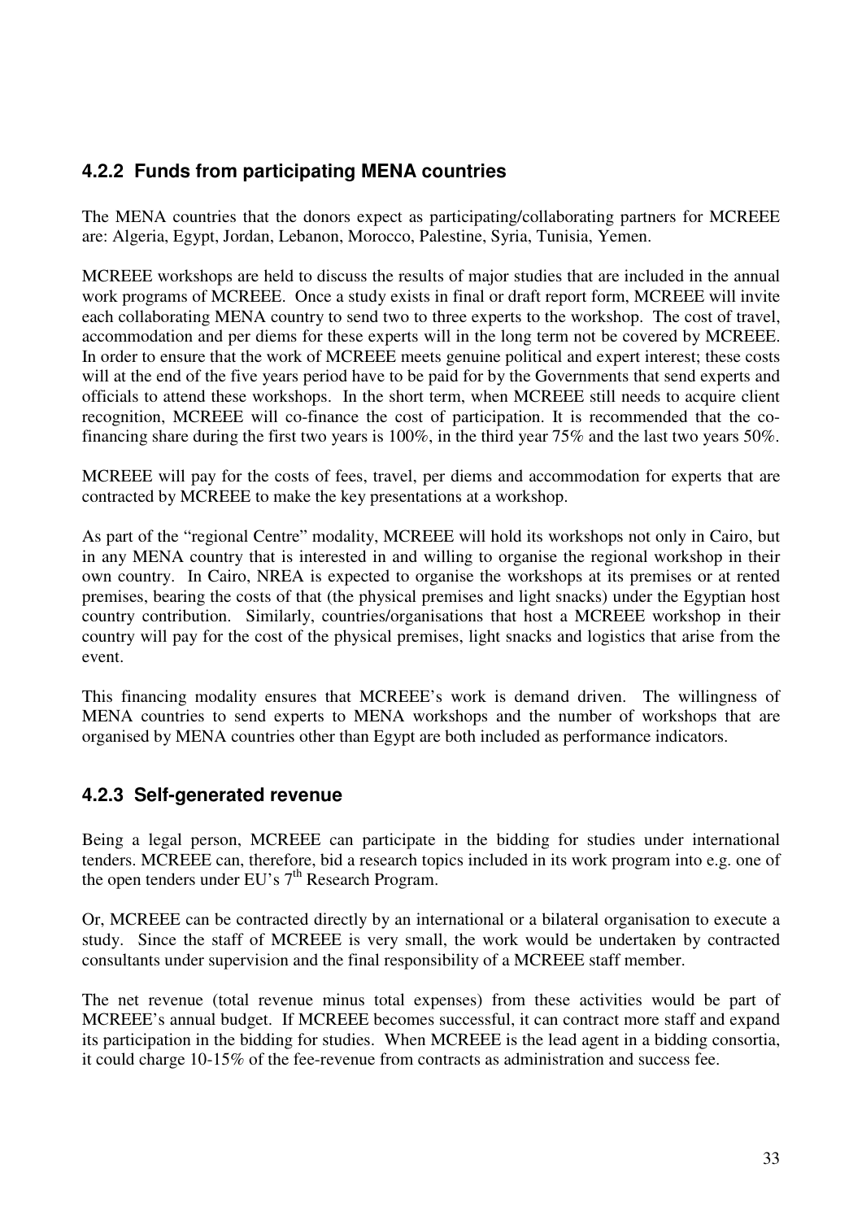### 4.2.2 Funds from participating MENA countries

The MENA countries that the donors expect as participating/collaborating partners for MCREEE are: Algeria, Egypt, Jordan, Lebanon, Morocco, Palestine, Syria, Tunisia, Yemen.

MCREEE workshops are held to discuss the results of major studies that are included in the annual work programs of MCREEE. Once a study exists in final or draft report form, MCREEE will invite each collaborating MENA country to send two to three experts to the workshop. The cost of travel, accommodation and per diems for these experts will in the long term not be covered by MCREEE. In order to ensure that the work of MCREEE meets genuine political and expert interest; these costs will at the end of the five years period have to be paid for by the Governments that send experts and officials to attend these workshops. In the short term, when MCREEE still needs to acquire client recognition, MCREEE will co-finance the cost of participation. It is recommended that the co-financing share during the first two years is 100%, in the third year 75% and the last two years 50%.

MCREEE will pay for the costs of fees, travel, per diems and accommodation for experts that are contracted by MCREEE to make the key presentations at a workshop.

As part of the "regional Centre" modality, MCREEE will hold its workshops not only in Cairo, but in any MENA country that is interested in and willing to organise the regional workshop in their own country. In Cairo, NREA is expected to organise the workshops at its premises or at rented premises, bearing the costs of that (the physical premises and light snacks) under the Egyptian host country contribution. Similarly, countries/organisations that host a MCREEE workshop in their country will pay for the cost of the physical premises, light snacks and logistics that arise from the event.

This financing modality ensures that MCREEE's work is demand driven. The willingness of MENA countries to send experts to MENA workshops and the number of workshops that are organised by MENA countries other than Egypt are both included as performance indicators.

### 4.2.3 Self-generated revenue

Being a legal person, MCREEE can participate in the bidding for studies under international tenders. MCREEE can, therefore, bid a research topics included in its work program into e.g. one of the open tenders under EU's 7th Research Program.

Or, MCREEE can be contracted directly by an international or a bilateral organisation to execute a study. Since the staff of MCREEE is very small, the work would be undertaken by contracted consultants under supervision and the final responsibility of a MCREEE staff member.

The net revenue (total revenue minus total expenses) from these activities would be part of MCREEE's annual budget. If MCREEE becomes successful, it can contract more staff and expand its participation in the bidding for studies. When MCREEE is the lead agent in a bidding consortia, it could charge 10-15% of the fee-revenue from contracts as administration and success fee.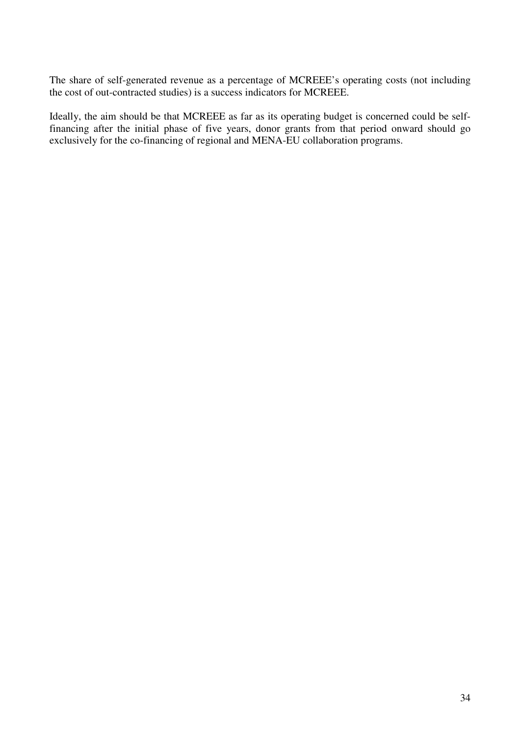The share of self-generated revenue as a percentage of MCREEE's operating costs (not including the cost of out-contracted studies) is a success indicators for MCREEE.

Ideally, the aim should be that MCREEE as far as its operating budget is concerned could be self-financing after the initial phase of five years, donor grants from that period onward should go exclusively for the co-financing of regional and MENA-EU collaboration programs.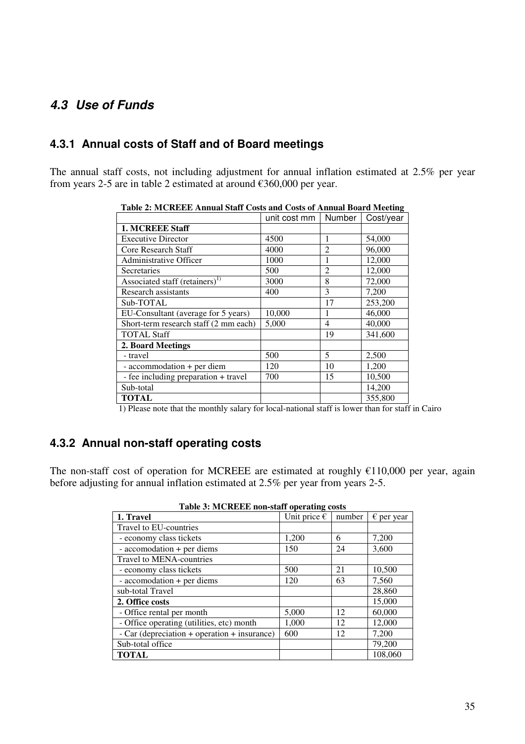## *4.3 Use of Funds*

### 4.3.1 Annual costs of Staff and of Board meetings

The annual staff costs, not including adjustment for annual inflation estimated at 2.5% per year from years 2-5 are in table 2 estimated at around €360,000 per year.

**Table 2: MCREEE Annual Staff Costs and Costs of Annual Board Meeting**

| | unit cost mm | Number | Cost/year |
|---|---|---|---|
| **1. MCREEE Staff** | | | |
| Executive Director | 4500 | 1 | 54,000 |
| Core Research Staff | 4000 | 2 | 96,000 |
| Administrative Officer | 1000 | 1 | 12,000 |
| Secretaries | 500 | 2 | 12,000 |
| Associated staff (retainers)[1)] | 3000 | 8 | 72,000 |
| Research assistants | 400 | 3 | 7,200 |
| Sub-TOTAL | | 17 | 253,200 |
| EU-Consultant (average for 5 years) | 10,000 | 1 | 46,000 |
| Short-term research staff (2 mm each) | 5,000 | 4 | 40,000 |
| TOTAL Staff | | 19 | 341,600 |
| **2. Board Meetings** | | | |
| - travel | 500 | 5 | 2,500 |
| - accommodation + per diem | 120 | 10 | 1,200 |
| - fee including preparation + travel | 700 | 15 | 10,500 |
| Sub-total | | | 14,200 |
| **TOTAL** | | | 355,800 |

1) Please note that the monthly salary for local-national staff is lower than for staff in Cairo

### 4.3.2 Annual non-staff operating costs

The non-staff cost of operation for MCREEE are estimated at roughly €110,000 per year, again before adjusting for annual inflation estimated at 2.5% per year from years 2-5.

**Table 3: MCREEE non-staff operating costs**

| **1. Travel** | Unit price € | number | € per year |
|---|---|---|---|
| Travel to EU-countries | | | |
| - economy class tickets | 1,200 | 6 | 7,200 |
| - accomodation + per diems | 150 | 24 | 3,600 |
| Travel to MENA-countries | | | |
| - economy class tickets | 500 | 21 | 10,500 |
| - accomodation + per diems | 120 | 63 | 7,560 |
| sub-total Travel | | | 28,860 |
| **2. Office costs** | | | 15,000 |
| - Office rental per month | 5,000 | 12 | 60,000 |
| - Office operating (utilities, etc) month | 1,000 | 12 | 12,000 |
| - Car (depreciation + operation + insurance) | 600 | 12 | 7,200 |
| Sub-total office | | | 79,200 |
| **TOTAL** | | | 108,060 |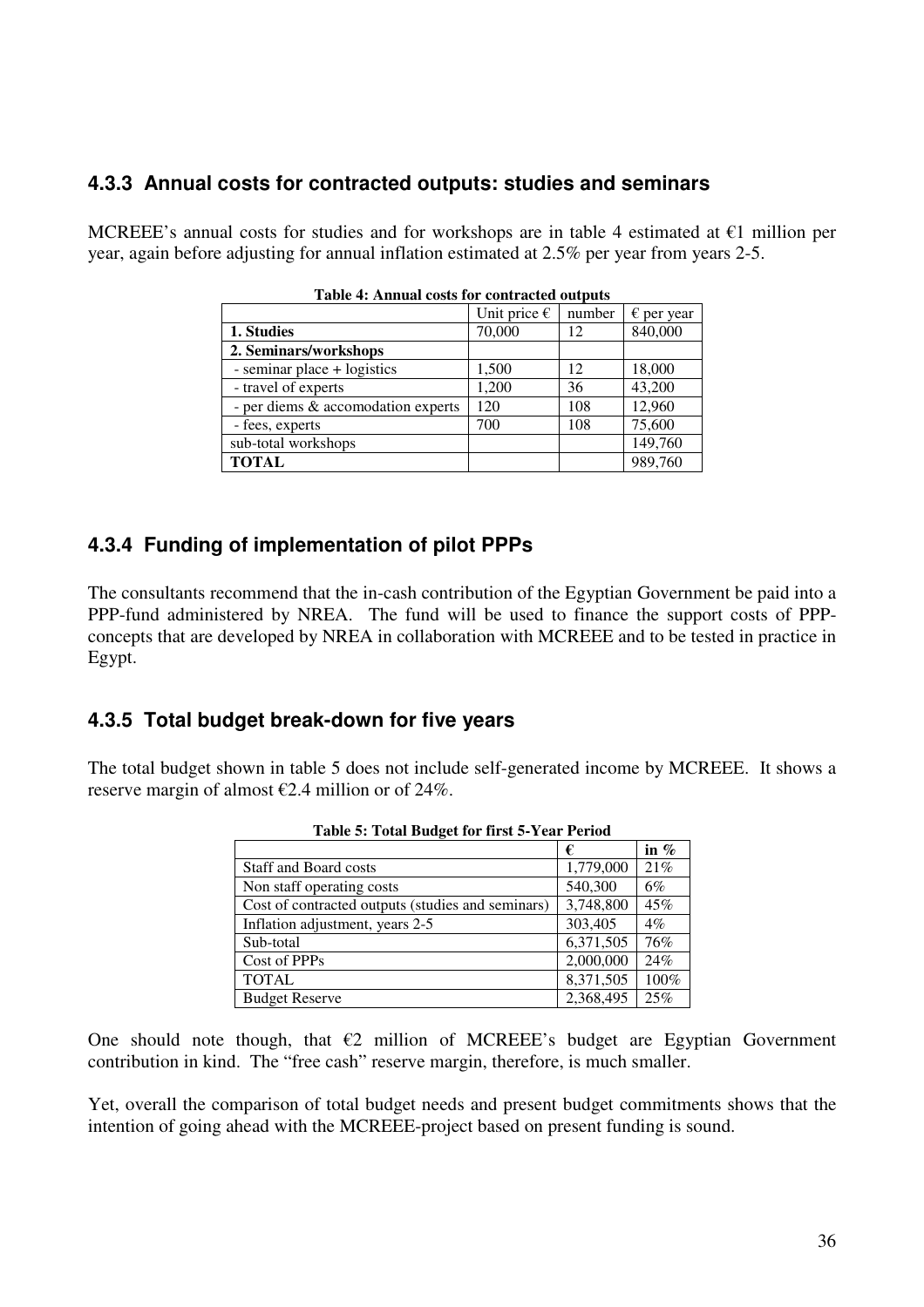### 4.3.3 Annual costs for contracted outputs: studies and seminars

MCREEE's annual costs for studies and for workshops are in table 4 estimated at €1 million per year, again before adjusting for annual inflation estimated at 2.5% per year from years 2-5.

**Table 4: Annual costs for contracted outputs**

| | Unit price € | number | € per year |
|---|---|---|---|
| **1. Studies** | 70,000 | 12 | 840,000 |
| **2. Seminars/workshops** | | | |
| - seminar place + logistics | 1,500 | 12 | 18,000 |
| - travel of experts | 1,200 | 36 | 43,200 |
| - per diems & accomodation experts | 120 | 108 | 12,960 |
| - fees, experts | 700 | 108 | 75,600 |
| sub-total workshops | | | 149,760 |
| **TOTAL** | | | 989,760 |

### 4.3.4 Funding of implementation of pilot PPPs

The consultants recommend that the in-cash contribution of the Egyptian Government be paid into a PPP-fund administered by NREA. The fund will be used to finance the support costs of PPP-concepts that are developed by NREA in collaboration with MCREEE and to be tested in practice in Egypt.

### 4.3.5 Total budget break-down for five years

The total budget shown in table 5 does not include self-generated income by MCREEE. It shows a reserve margin of almost €2.4 million or of 24%.

**Table 5: Total Budget for first 5-Year Period**

| | € | in % |
|---|---|---|
| Staff and Board costs | 1,779,000 | 21% |
| Non staff operating costs | 540,300 | 6% |
| Cost of contracted outputs (studies and seminars) | 3,748,800 | 45% |
| Inflation adjustment, years 2-5 | 303,405 | 4% |
| Sub-total | 6,371,505 | 76% |
| Cost of PPPs | 2,000,000 | 24% |
| TOTAL | 8,371,505 | 100% |
| Budget Reserve | 2,368,495 | 25% |

One should note though, that €2 million of MCREEE's budget are Egyptian Government contribution in kind. The "free cash" reserve margin, therefore, is much smaller.

Yet, overall the comparison of total budget needs and present budget commitments shows that the intention of going ahead with the MCREEE-project based on present funding is sound.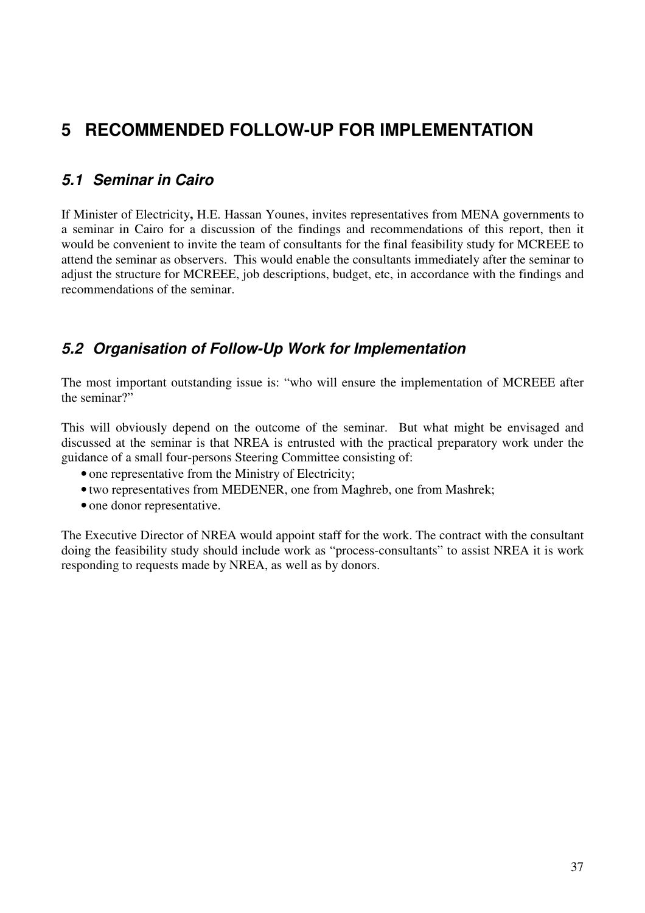# 5 RECOMMENDED FOLLOW-UP FOR IMPLEMENTATION

## *5.1 Seminar in Cairo*

If Minister of Electricity**,** H.E. Hassan Younes, invites representatives from MENA governments to a seminar in Cairo for a discussion of the findings and recommendations of this report, then it would be convenient to invite the team of consultants for the final feasibility study for MCREEE to attend the seminar as observers. This would enable the consultants immediately after the seminar to adjust the structure for MCREEE, job descriptions, budget, etc, in accordance with the findings and recommendations of the seminar.

## *5.2 Organisation of Follow-Up Work for Implementation*

The most important outstanding issue is: "who will ensure the implementation of MCREEE after the seminar?"

This will obviously depend on the outcome of the seminar. But what might be envisaged and discussed at the seminar is that NREA is entrusted with the practical preparatory work under the guidance of a small four-persons Steering Committee consisting of:

- one representative from the Ministry of Electricity;
- two representatives from MEDENER, one from Maghreb, one from Mashrek;
- one donor representative.

The Executive Director of NREA would appoint staff for the work. The contract with the consultant doing the feasibility study should include work as "process-consultants" to assist NREA it is work responding to requests made by NREA, as well as by donors.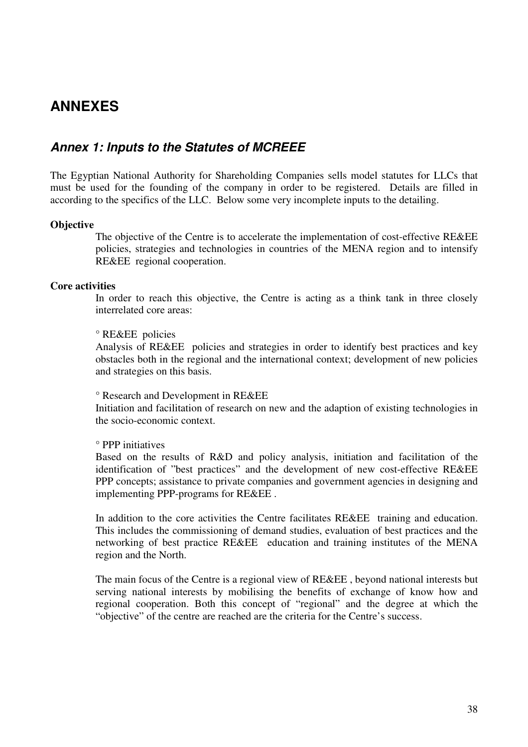# ANNEXES

## *Annex 1: Inputs to the Statutes of MCREEE*

The Egyptian National Authority for Shareholding Companies sells model statutes for LLCs that must be used for the founding of the company in order to be registered. Details are filled in according to the specifics of the LLC. Below some very incomplete inputs to the detailing.

**Objective**

The objective of the Centre is to accelerate the implementation of cost-effective RE&EE policies, strategies and technologies in countries of the MENA region and to intensify RE&EE regional cooperation.

**Core activities**

In order to reach this objective, the Centre is acting as a think tank in three closely interrelated core areas:

° RE&EE policies
Analysis of RE&EE policies and strategies in order to identify best practices and key obstacles both in the regional and the international context; development of new policies and strategies on this basis.

° Research and Development in RE&EE
Initiation and facilitation of research on new and the adaption of existing technologies in the socio-economic context.

° PPP initiatives
Based on the results of R&D and policy analysis, initiation and facilitation of the identification of "best practices" and the development of new cost-effective RE&EE PPP concepts; assistance to private companies and government agencies in designing and implementing PPP-programs for RE&EE .

In addition to the core activities the Centre facilitates RE&EE training and education. This includes the commissioning of demand studies, evaluation of best practices and the networking of best practice RE&EE education and training institutes of the MENA region and the North.

The main focus of the Centre is a regional view of RE&EE , beyond national interests but serving national interests by mobilising the benefits of exchange of know how and regional cooperation. Both this concept of "regional" and the degree at which the "objective" of the centre are reached are the criteria for the Centre's success.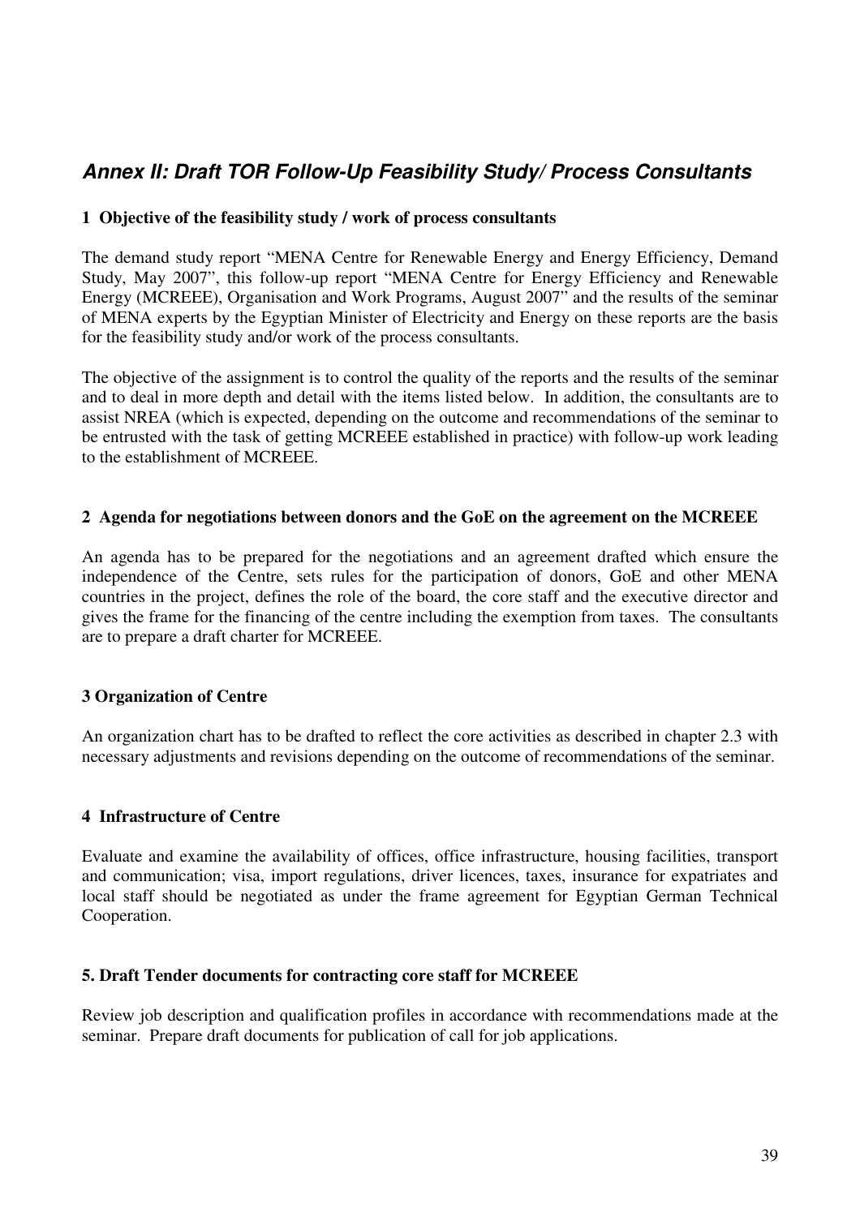## *Annex II: Draft TOR Follow-Up Feasibility Study/ Process Consultants*

### 1 Objective of the feasibility study / work of process consultants

The demand study report "MENA Centre for Renewable Energy and Energy Efficiency, Demand Study, May 2007", this follow-up report "MENA Centre for Energy Efficiency and Renewable Energy (MCREEE), Organisation and Work Programs, August 2007" and the results of the seminar of MENA experts by the Egyptian Minister of Electricity and Energy on these reports are the basis for the feasibility study and/or work of the process consultants.

The objective of the assignment is to control the quality of the reports and the results of the seminar and to deal in more depth and detail with the items listed below. In addition, the consultants are to assist NREA (which is expected, depending on the outcome and recommendations of the seminar to be entrusted with the task of getting MCREEE established in practice) with follow-up work leading to the establishment of MCREEE.

### 2 Agenda for negotiations between donors and the GoE on the agreement on the MCREEE

An agenda has to be prepared for the negotiations and an agreement drafted which ensure the independence of the Centre, sets rules for the participation of donors, GoE and other MENA countries in the project, defines the role of the board, the core staff and the executive director and gives the frame for the financing of the centre including the exemption from taxes. The consultants are to prepare a draft charter for MCREEE.

### 3 Organization of Centre

An organization chart has to be drafted to reflect the core activities as described in chapter 2.3 with necessary adjustments and revisions depending on the outcome of recommendations of the seminar.

### 4 Infrastructure of Centre

Evaluate and examine the availability of offices, office infrastructure, housing facilities, transport and communication; visa, import regulations, driver licences, taxes, insurance for expatriates and local staff should be negotiated as under the frame agreement for Egyptian German Technical Cooperation.

### 5. Draft Tender documents for contracting core staff for MCREEE

Review job description and qualification profiles in accordance with recommendations made at the seminar. Prepare draft documents for publication of call for job applications.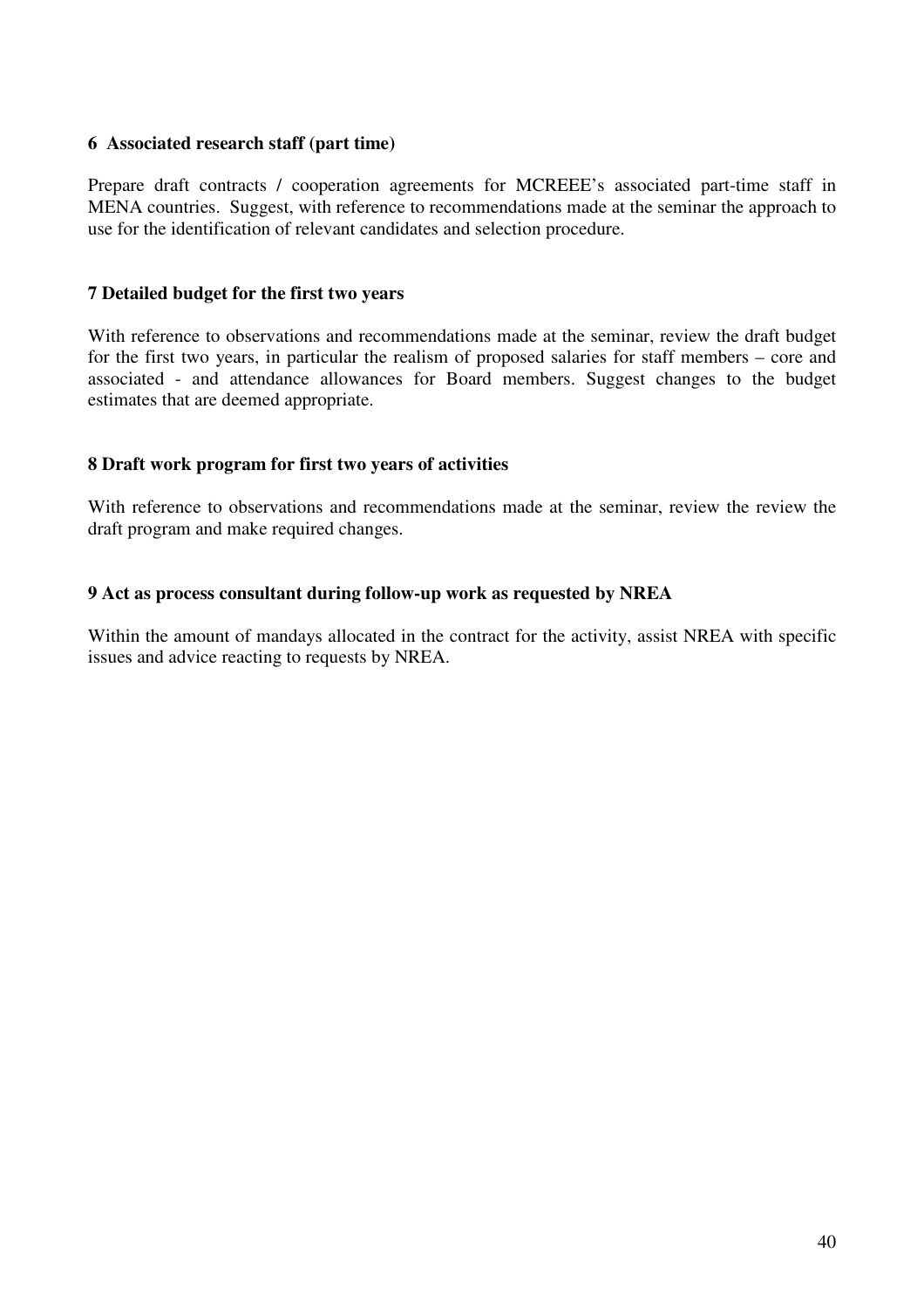### 6 Associated research staff (part time)

Prepare draft contracts / cooperation agreements for MCREEE's associated part-time staff in MENA countries. Suggest, with reference to recommendations made at the seminar the approach to use for the identification of relevant candidates and selection procedure.

### 7 Detailed budget for the first two years

With reference to observations and recommendations made at the seminar, review the draft budget for the first two years, in particular the realism of proposed salaries for staff members – core and associated - and attendance allowances for Board members. Suggest changes to the budget estimates that are deemed appropriate.

### 8 Draft work program for first two years of activities

With reference to observations and recommendations made at the seminar, review the review the draft program and make required changes.

### 9 Act as process consultant during follow-up work as requested by NREA

Within the amount of mandays allocated in the contract for the activity, assist NREA with specific issues and advice reacting to requests by NREA.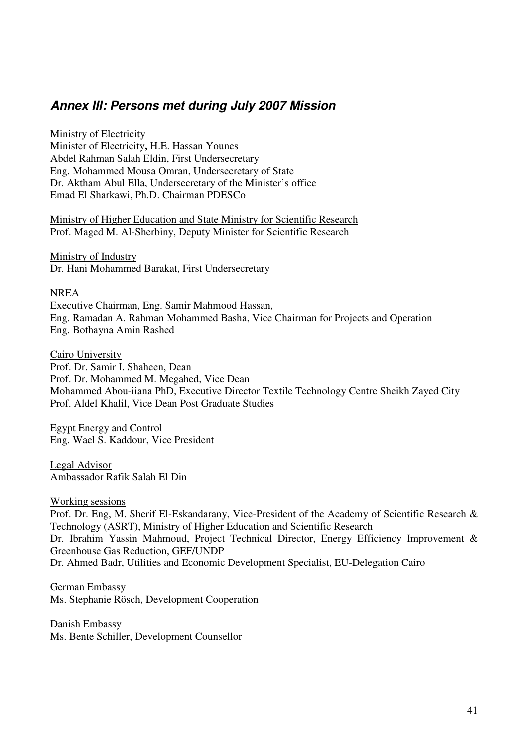## *Annex III: Persons met during July 2007 Mission*

Ministry of Electricity
Minister of Electricity**,** H.E. Hassan Younes
Abdel Rahman Salah Eldin, First Undersecretary
Eng. Mohammed Mousa Omran, Undersecretary of State
Dr. Aktham Abul Ella, Undersecretary of the Minister's office
Emad El Sharkawi, Ph.D. Chairman PDESCo

Ministry of Higher Education and State Ministry for Scientific Research
Prof. Maged M. Al-Sherbiny, Deputy Minister for Scientific Research

Ministry of Industry
Dr. Hani Mohammed Barakat, First Undersecretary

NREA
Executive Chairman, Eng. Samir Mahmood Hassan,
Eng. Ramadan A. Rahman Mohammed Basha, Vice Chairman for Projects and Operation
Eng. Bothayna Amin Rashed

Cairo University
Prof. Dr. Samir I. Shaheen, Dean
Prof. Dr. Mohammed M. Megahed, Vice Dean
Mohammed Abou-iiana PhD, Executive Director Textile Technology Centre Sheikh Zayed City
Prof. Aldel Khalil, Vice Dean Post Graduate Studies

Egypt Energy and Control
Eng. Wael S. Kaddour, Vice President

Legal Advisor
Ambassador Rafik Salah El Din

Working sessions
Prof. Dr. Eng, M. Sherif El-Eskandarany, Vice-President of the Academy of Scientific Research & Technology (ASRT), Ministry of Higher Education and Scientific Research
Dr. Ibrahim Yassin Mahmoud, Project Technical Director, Energy Efficiency Improvement & Greenhouse Gas Reduction, GEF/UNDP
Dr. Ahmed Badr, Utilities and Economic Development Specialist, EU-Delegation Cairo

German Embassy
Ms. Stephanie Rösch, Development Cooperation

Danish Embassy
Ms. Bente Schiller, Development Counsellor